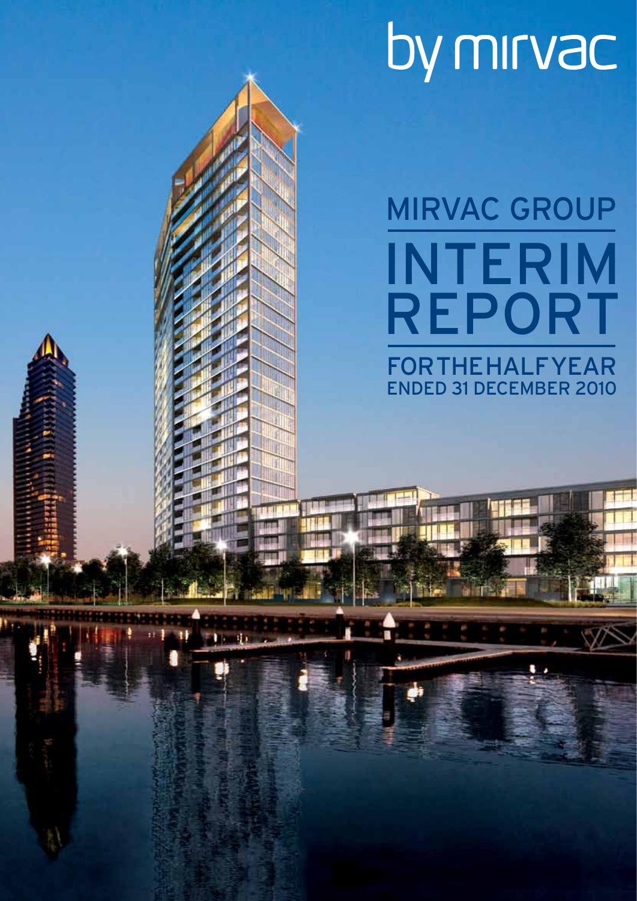by mirvac

# MIRVAC GROUP

# INTERIM REPORT

## FOR THE HALF YEAR ENDED 31 DECEMBER 2010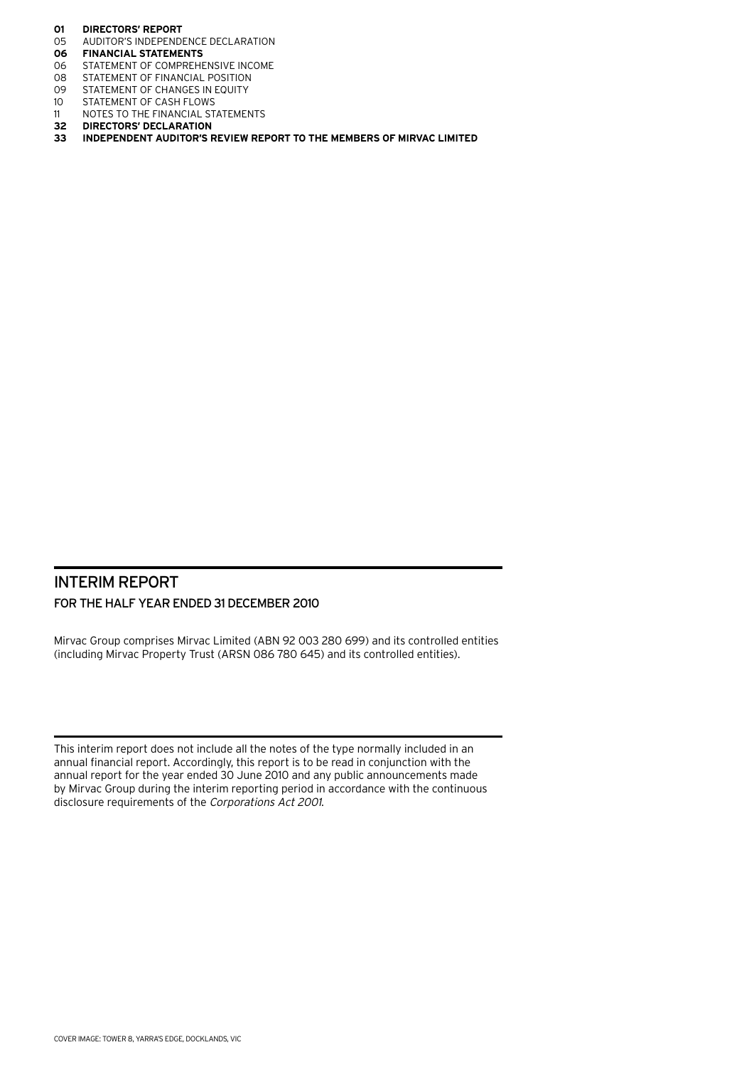**01 DIRECTORS' REPORT**
05 AUDITOR'S INDEPENDENCE DECLARATION
**06 FINANCIAL STATEMENTS**
06 STATEMENT OF COMPREHENSIVE INCOME
08 STATEMENT OF FINANCIAL POSITION
09 STATEMENT OF CHANGES IN EQUITY
10 STATEMENT OF CASH FLOWS
11 NOTES TO THE FINANCIAL STATEMENTS
**32 DIRECTORS' DECLARATION**
**33 INDEPENDENT AUDITOR'S REVIEW REPORT TO THE MEMBERS OF MIRVAC LIMITED**

# INTERIM REPORT

## FOR THE HALF YEAR ENDED 31 DECEMBER 2010

Mirvac Group comprises Mirvac Limited (ABN 92 003 280 699) and its controlled entities (including Mirvac Property Trust (ARSN 086 780 645) and its controlled entities).

This interim report does not include all the notes of the type normally included in an annual financial report. Accordingly, this report is to be read in conjunction with the annual report for the year ended 30 June 2010 and any public announcements made by Mirvac Group during the interim reporting period in accordance with the continuous disclosure requirements of the *Corporations Act 2001*.

COVER IMAGE: TOWER 8, YARRA'S EDGE, DOCKLANDS, VIC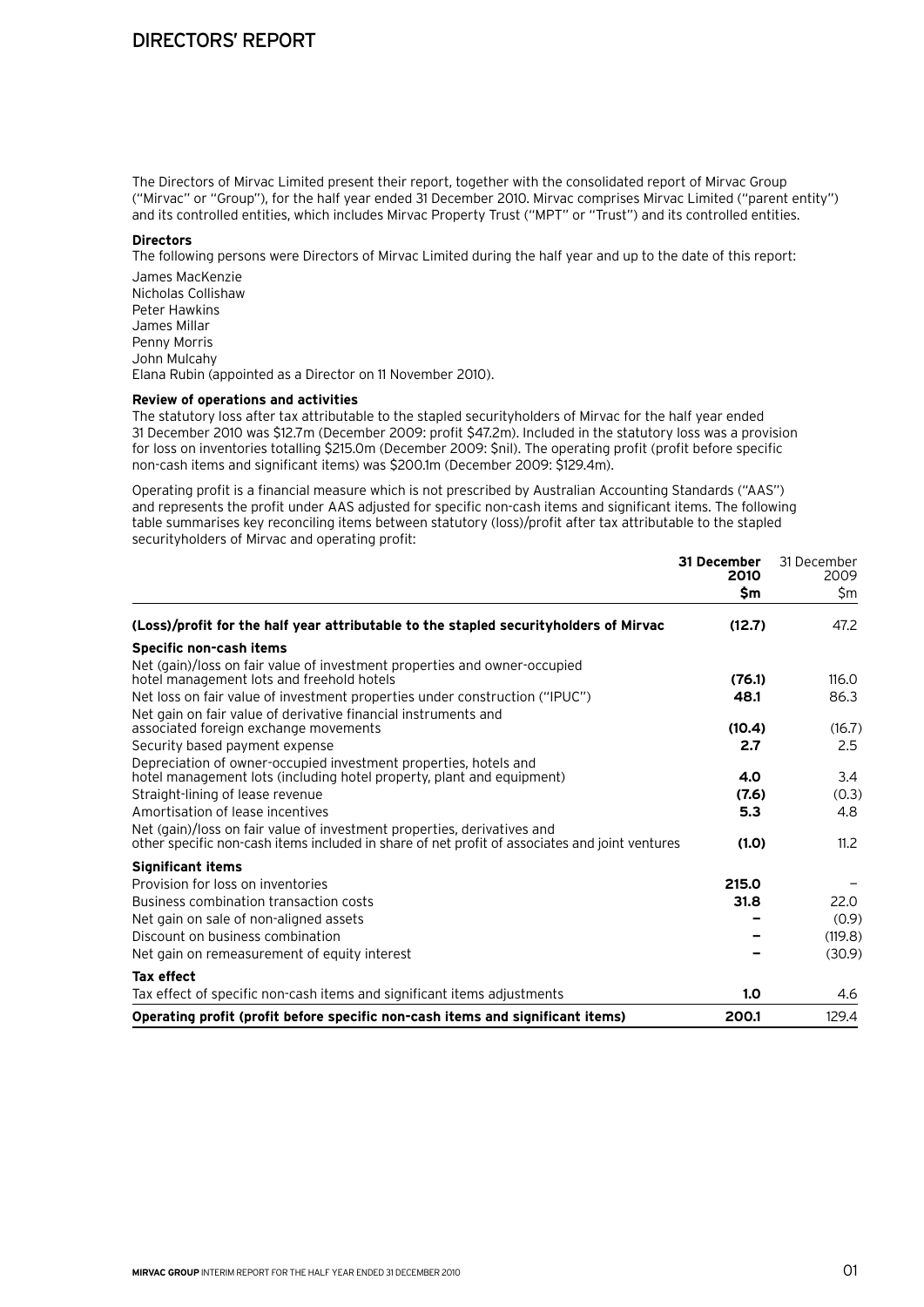# DIRECTORS' REPORT

The Directors of Mirvac Limited present their report, together with the consolidated report of Mirvac Group ("Mirvac" or "Group"), for the half year ended 31 December 2010. Mirvac comprises Mirvac Limited ("parent entity") and its controlled entities, which includes Mirvac Property Trust ("MPT" or "Trust") and its controlled entities.

**Directors**

The following persons were Directors of Mirvac Limited during the half year and up to the date of this report:

James MacKenzie
Nicholas Collishaw
Peter Hawkins
James Millar
Penny Morris
John Mulcahy
Elana Rubin (appointed as a Director on 11 November 2010).

**Review of operations and activities**

The statutory loss after tax attributable to the stapled securityholders of Mirvac for the half year ended 31 December 2010 was $12.7m (December 2009: profit $47.2m). Included in the statutory loss was a provision for loss on inventories totalling $215.0m (December 2009: $nil). The operating profit (profit before specific non-cash items and significant items) was $200.1m (December 2009: $129.4m).

Operating profit is a financial measure which is not prescribed by Australian Accounting Standards ("AAS") and represents the profit under AAS adjusted for specific non-cash items and significant items. The following table summarises key reconciling items between statutory (loss)/profit after tax attributable to the stapled securityholders of Mirvac and operating profit:

| | 31 December 2010 $m | 31 December 2009 $m |
|---|---|---|
| **(Loss)/profit for the half year attributable to the stapled securityholders of Mirvac** | **(12.7)** | 47.2 |
| **Specific non-cash items** | | |
| Net (gain)/loss on fair value of investment properties and owner-occupied hotel management lots and freehold hotels | **(76.1)** | 116.0 |
| Net loss on fair value of investment properties under construction ("IPUC") | **48.1** | 86.3 |
| Net gain on fair value of derivative financial instruments and associated foreign exchange movements | **(10.4)** | (16.7) |
| Security based payment expense | **2.7** | 2.5 |
| Depreciation of owner-occupied investment properties, hotels and hotel management lots (including hotel property, plant and equipment) | **4.0** | 3.4 |
| Straight-lining of lease revenue | **(7.6)** | (0.3) |
| Amortisation of lease incentives | **5.3** | 4.8 |
| Net (gain)/loss on fair value of investment properties, derivatives and other specific non-cash items included in share of net profit of associates and joint ventures | **(1.0)** | 11.2 |
| **Significant items** | | |
| Provision for loss on inventories | **215.0** | – |
| Business combination transaction costs | **31.8** | 22.0 |
| Net gain on sale of non-aligned assets | **–** | (0.9) |
| Discount on business combination | **–** | (119.8) |
| Net gain on remeasurement of equity interest | **–** | (30.9) |
| **Tax effect** | | |
| Tax effect of specific non-cash items and significant items adjustments | **1.0** | 4.6 |
| **Operating profit (profit before specific non-cash items and significant items)** | **200.1** | 129.4 |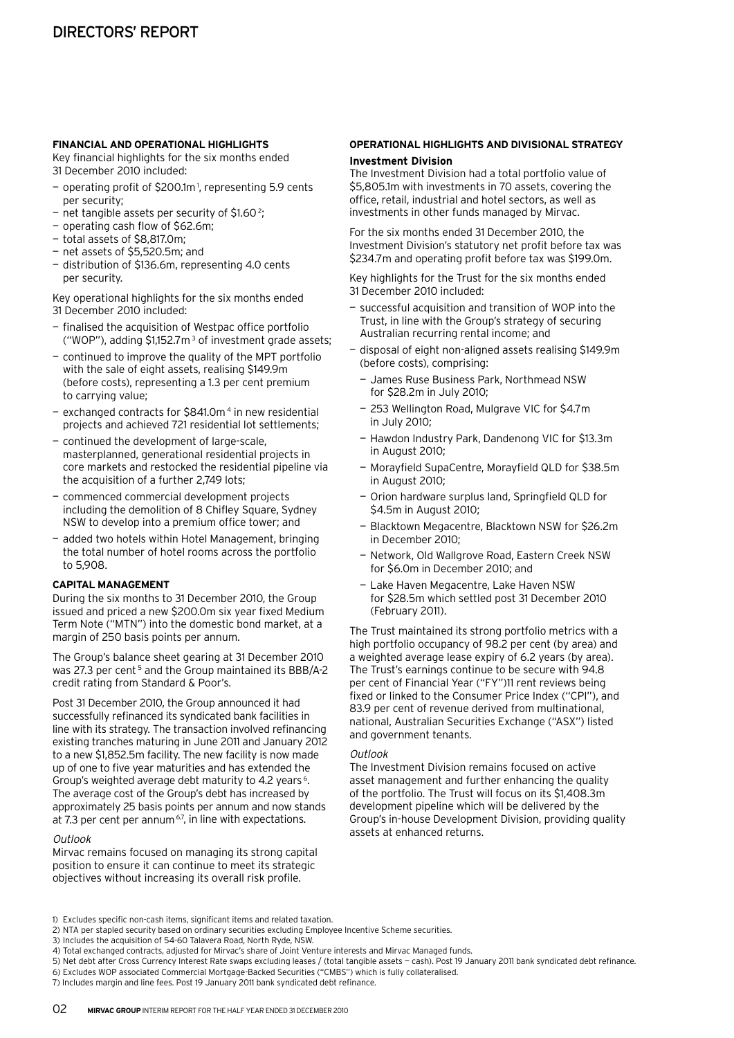# DIRECTORS' REPORT

**FINANCIAL AND OPERATIONAL HIGHLIGHTS**

Key financial highlights for the six months ended 31 December 2010 included:

- operating profit of $200.1m[1], representing 5.9 cents per security;
- net tangible assets per security of $1.60[2];
- operating cash flow of $62.6m;
- total assets of $8,817.0m;
- net assets of $5,520.5m; and
- distribution of $136.6m, representing 4.0 cents per security.

Key operational highlights for the six months ended 31 December 2010 included:

- finalised the acquisition of Westpac office portfolio ("WOP"), adding $1,152.7m[3] of investment grade assets;
- continued to improve the quality of the MPT portfolio with the sale of eight assets, realising $149.9m (before costs), representing a 1.3 per cent premium to carrying value;
- exchanged contracts for $841.0m[4] in new residential projects and achieved 721 residential lot settlements;
- continued the development of large-scale, masterplanned, generational residential projects in core markets and restocked the residential pipeline via the acquisition of a further 2,749 lots;
- commenced commercial development projects including the demolition of 8 Chifley Square, Sydney NSW to develop into a premium office tower; and
- added two hotels within Hotel Management, bringing the total number of hotel rooms across the portfolio to 5,908.

**CAPITAL MANAGEMENT**

During the six months to 31 December 2010, the Group issued and priced a new $200.0m six year fixed Medium Term Note ("MTN") into the domestic bond market, at a margin of 250 basis points per annum.

The Group's balance sheet gearing at 31 December 2010 was 27.3 per cent[5] and the Group maintained its BBB/A-2 credit rating from Standard & Poor's.

Post 31 December 2010, the Group announced it had successfully refinanced its syndicated bank facilities in line with its strategy. The transaction involved refinancing existing tranches maturing in June 2011 and January 2012 to a new $1,852.5m facility. The new facility is now made up of one to five year maturities and has extended the Group's weighted average debt maturity to 4.2 years[6]. The average cost of the Group's debt has increased by approximately 25 basis points per annum and now stands at 7.3 per cent per annum[6,7], in line with expectations.

*Outlook*

Mirvac remains focused on managing its strong capital position to ensure it can continue to meet its strategic objectives without increasing its overall risk profile.

**OPERATIONAL HIGHLIGHTS AND DIVISIONAL STRATEGY**

**Investment Division**

The Investment Division had a total portfolio value of $5,805.1m with investments in 70 assets, covering the office, retail, industrial and hotel sectors, as well as investments in other funds managed by Mirvac.

For the six months ended 31 December 2010, the Investment Division's statutory net profit before tax was $234.7m and operating profit before tax was $199.0m.

Key highlights for the Trust for the six months ended 31 December 2010 included:

- successful acquisition and transition of WOP into the Trust, in line with the Group's strategy of securing Australian recurring rental income; and
- disposal of eight non-aligned assets realising $149.9m (before costs), comprising:
  - James Ruse Business Park, Northmead NSW for $28.2m in July 2010;
  - 253 Wellington Road, Mulgrave VIC for $4.7m in July 2010;
  - Hawdon Industry Park, Dandenong VIC for $13.3m in August 2010;
  - Morayfield SupaCentre, Morayfield QLD for $38.5m in August 2010;
  - Orion hardware surplus land, Springfield QLD for $4.5m in August 2010;
  - Blacktown Megacentre, Blacktown NSW for $26.2m in December 2010;
  - Network, Old Wallgrove Road, Eastern Creek NSW for $6.0m in December 2010; and
  - Lake Haven Megacentre, Lake Haven NSW for $28.5m which settled post 31 December 2010 (February 2011).

The Trust maintained its strong portfolio metrics with a high portfolio occupancy of 98.2 per cent (by area) and a weighted average lease expiry of 6.2 years (by area). The Trust's earnings continue to be secure with 94.8 per cent of Financial Year ("FY")11 rent reviews being fixed or linked to the Consumer Price Index ("CPI"), and 83.9 per cent of revenue derived from multinational, national, Australian Securities Exchange ("ASX") listed and government tenants.

*Outlook*

The Investment Division remains focused on active asset management and further enhancing the quality of the portfolio. The Trust will focus on its $1,408.3m development pipeline which will be delivered by the Group's in-house Development Division, providing quality assets at enhanced returns.

1) Excludes specific non-cash items, significant items and related taxation.
2) NTA per stapled security based on ordinary securities excluding Employee Incentive Scheme securities.
3) Includes the acquisition of 54-60 Talavera Road, North Ryde, NSW.
4) Total exchanged contracts, adjusted for Mirvac's share of Joint Venture interests and Mirvac Managed funds.
5) Net debt after Cross Currency Interest Rate swaps excluding leases / (total tangible assets — cash). Post 19 January 2011 bank syndicated debt refinance.
6) Excludes WOP associated Commercial Mortgage-Backed Securities ("CMBS") which is fully collateralised.
7) Includes margin and line fees. Post 19 January 2011 bank syndicated debt refinance.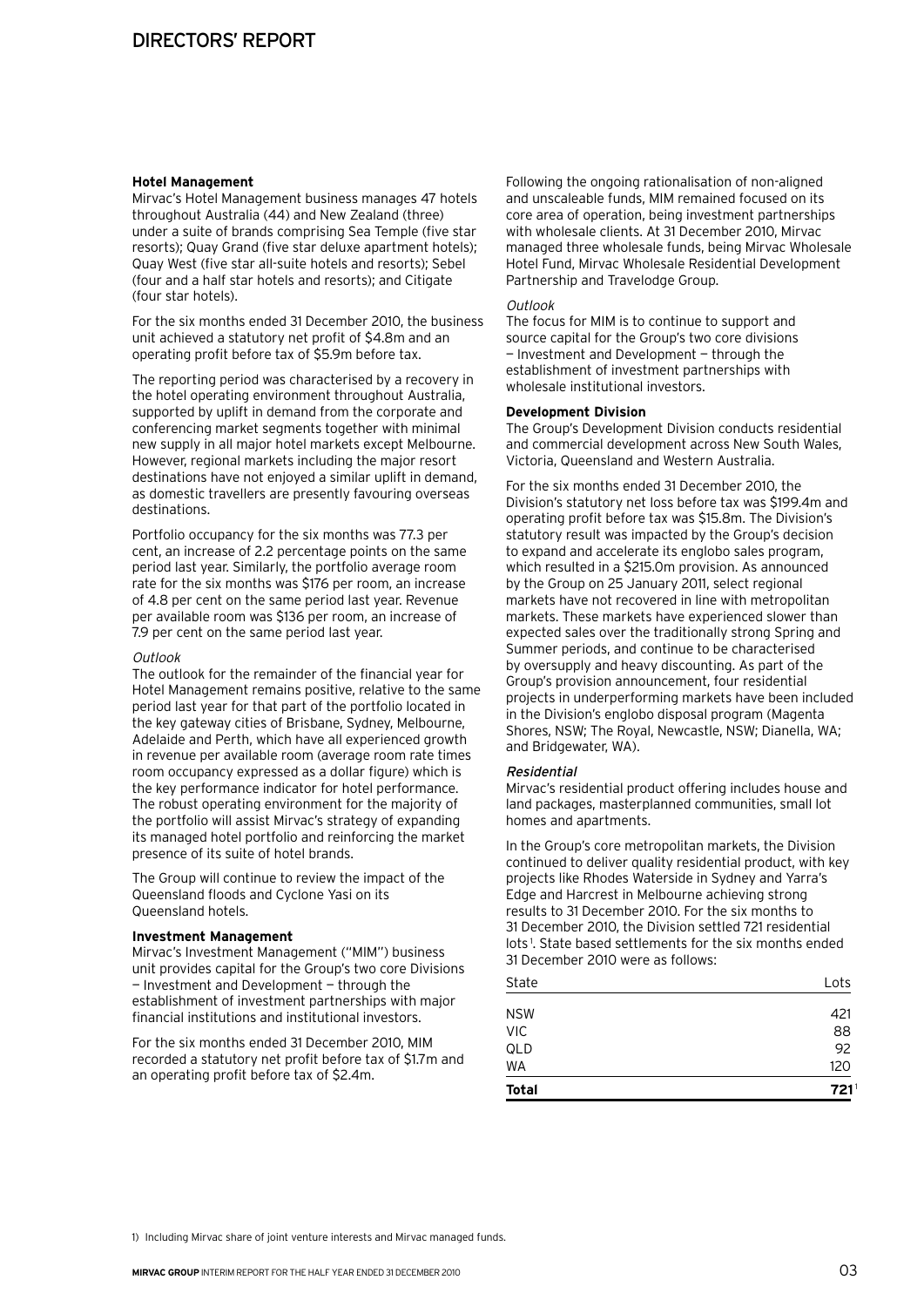**Hotel Management**

Mirvac's Hotel Management business manages 47 hotels throughout Australia (44) and New Zealand (three) under a suite of brands comprising Sea Temple (five star resorts); Quay Grand (five star deluxe apartment hotels); Quay West (five star all-suite hotels and resorts); Sebel (four and a half star hotels and resorts); and Citigate (four star hotels).

For the six months ended 31 December 2010, the business unit achieved a statutory net profit of \$4.8m and an operating profit before tax of \$5.9m before tax.

The reporting period was characterised by a recovery in the hotel operating environment throughout Australia, supported by uplift in demand from the corporate and conferencing market segments together with minimal new supply in all major hotel markets except Melbourne. However, regional markets including the major resort destinations have not enjoyed a similar uplift in demand, as domestic travellers are presently favouring overseas destinations.

Portfolio occupancy for the six months was 77.3 per cent, an increase of 2.2 percentage points on the same period last year. Similarly, the portfolio average room rate for the six months was \$176 per room, an increase of 4.8 per cent on the same period last year. Revenue per available room was \$136 per room, an increase of 7.9 per cent on the same period last year.

*Outlook*

The outlook for the remainder of the financial year for Hotel Management remains positive, relative to the same period last year for that part of the portfolio located in the key gateway cities of Brisbane, Sydney, Melbourne, Adelaide and Perth, which have all experienced growth in revenue per available room (average room rate times room occupancy expressed as a dollar figure) which is the key performance indicator for hotel performance. The robust operating environment for the majority of the portfolio will assist Mirvac's strategy of expanding its managed hotel portfolio and reinforcing the market presence of its suite of hotel brands.

The Group will continue to review the impact of the Queensland floods and Cyclone Yasi on its Queensland hotels.

**Investment Management**

Mirvac's Investment Management ("MIM") business unit provides capital for the Group's two core Divisions — Investment and Development — through the establishment of investment partnerships with major financial institutions and institutional investors.

For the six months ended 31 December 2010, MIM recorded a statutory net profit before tax of \$1.7m and an operating profit before tax of \$2.4m.

Following the ongoing rationalisation of non-aligned and unscaleable funds, MIM remained focused on its core area of operation, being investment partnerships with wholesale clients. At 31 December 2010, Mirvac managed three wholesale funds, being Mirvac Wholesale Hotel Fund, Mirvac Wholesale Residential Development Partnership and Travelodge Group.

*Outlook*

The focus for MIM is to continue to support and source capital for the Group's two core divisions — Investment and Development — through the establishment of investment partnerships with wholesale institutional investors.

**Development Division**

The Group's Development Division conducts residential and commercial development across New South Wales, Victoria, Queensland and Western Australia.

For the six months ended 31 December 2010, the Division's statutory net loss before tax was \$199.4m and operating profit before tax was \$15.8m. The Division's statutory result was impacted by the Group's decision to expand and accelerate its englobo sales program, which resulted in a \$215.0m provision. As announced by the Group on 25 January 2011, select regional markets have not recovered in line with metropolitan markets. These markets have experienced slower than expected sales over the traditionally strong Spring and Summer periods, and continue to be characterised by oversupply and heavy discounting. As part of the Group's provision announcement, four residential projects in underperforming markets have been included in the Division's englobo disposal program (Magenta Shores, NSW; The Royal, Newcastle, NSW; Dianella, WA; and Bridgewater, WA).

*Residential*

Mirvac's residential product offering includes house and land packages, masterplanned communities, small lot homes and apartments.

In the Group's core metropolitan markets, the Division continued to deliver quality residential product, with key projects like Rhodes Waterside in Sydney and Yarra's Edge and Harcrest in Melbourne achieving strong results to 31 December 2010. For the six months to 31 December 2010, the Division settled 721 residential lots[1]. State based settlements for the six months ended 31 December 2010 were as follows:

| State | Lots |
|---|---|
| NSW | 421 |
| VIC | 88 |
| QLD | 92 |
| WA | 120 |
| **Total** | **721**[1] |

1) Including Mirvac share of joint venture interests and Mirvac managed funds.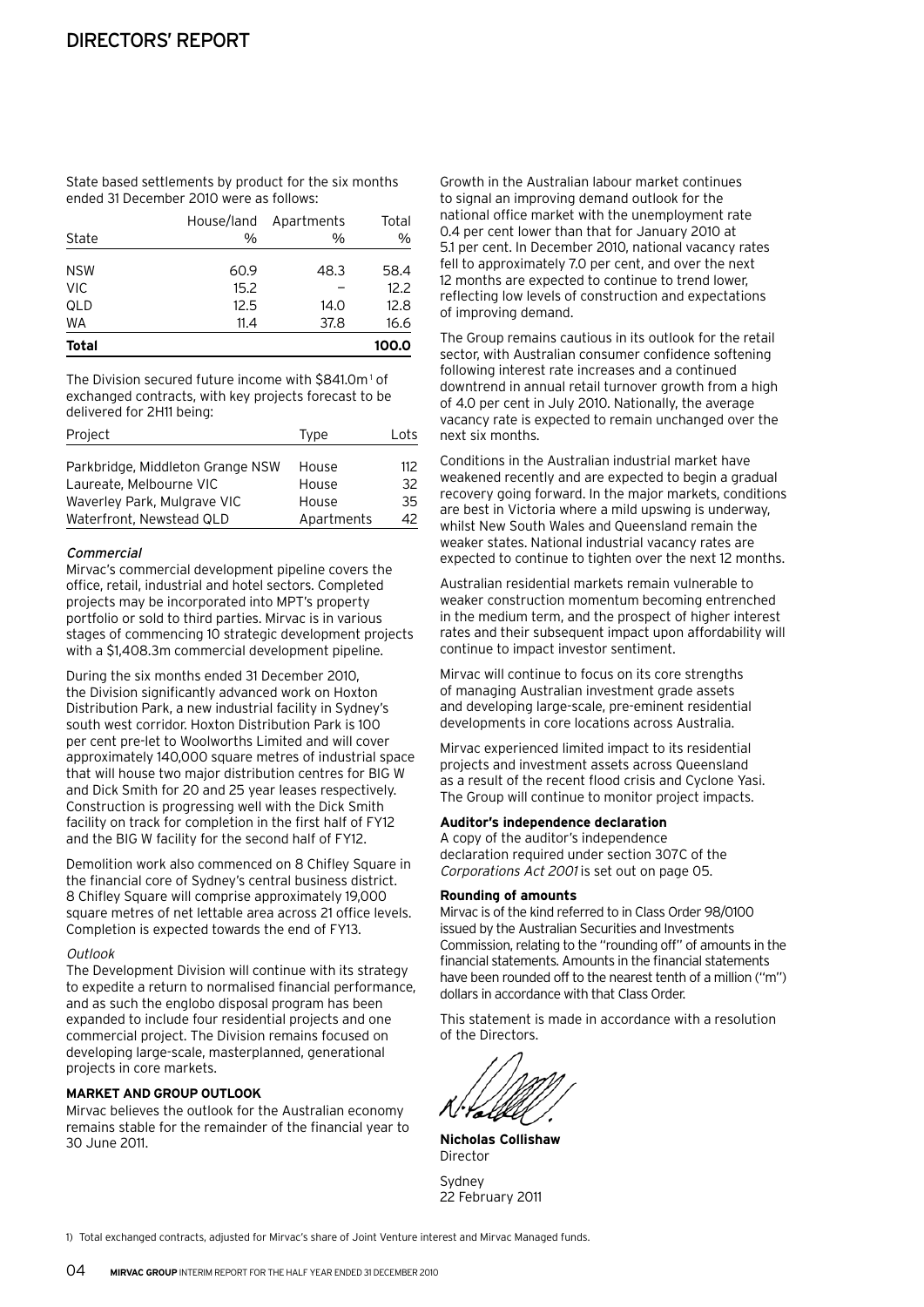# DIRECTORS' REPORT

State based settlements by product for the six months ended 31 December 2010 were as follows:

| State | House/land % | Apartments % | Total % |
|---|---|---|---|
| NSW | 60.9 | 48.3 | 58.4 |
| VIC | 15.2 | – | 12.2 |
| QLD | 12.5 | 14.0 | 12.8 |
| WA | 11.4 | 37.8 | 16.6 |
| **Total** | | | **100.0** |

The Division secured future income with $841.0m[1] of exchanged contracts, with key projects forecast to be delivered for 2H11 being:

| Project | Type | Lots |
|---|---|---|
| Parkbridge, Middleton Grange NSW | House | 112 |
| Laureate, Melbourne VIC | House | 32 |
| Waverley Park, Mulgrave VIC | House | 35 |
| Waterfront, Newstead QLD | Apartments | 42 |

*Commercial*

Mirvac's commercial development pipeline covers the office, retail, industrial and hotel sectors. Completed projects may be incorporated into MPT's property portfolio or sold to third parties. Mirvac is in various stages of commencing 10 strategic development projects with a $1,408.3m commercial development pipeline.

During the six months ended 31 December 2010, the Division significantly advanced work on Hoxton Distribution Park, a new industrial facility in Sydney's south west corridor. Hoxton Distribution Park is 100 per cent pre-let to Woolworths Limited and will cover approximately 140,000 square metres of industrial space that will house two major distribution centres for BIG W and Dick Smith for 20 and 25 year leases respectively. Construction is progressing well with the Dick Smith facility on track for completion in the first half of FY12 and the BIG W facility for the second half of FY12.

Demolition work also commenced on 8 Chifley Square in the financial core of Sydney's central business district. 8 Chifley Square will comprise approximately 19,000 square metres of net lettable area across 21 office levels. Completion is expected towards the end of FY13.

*Outlook*

The Development Division will continue with its strategy to expedite a return to normalised financial performance, and as such the englobo disposal program has been expanded to include four residential projects and one commercial project. The Division remains focused on developing large-scale, masterplanned, generational projects in core markets.

## MARKET AND GROUP OUTLOOK

Mirvac believes the outlook for the Australian economy remains stable for the remainder of the financial year to 30 June 2011.

Growth in the Australian labour market continues to signal an improving demand outlook for the national office market with the unemployment rate 0.4 per cent lower than that for January 2010 at 5.1 per cent. In December 2010, national vacancy rates fell to approximately 7.0 per cent, and over the next 12 months are expected to continue to trend lower, reflecting low levels of construction and expectations of improving demand.

The Group remains cautious in its outlook for the retail sector, with Australian consumer confidence softening following interest rate increases and a continued downtrend in annual retail turnover growth from a high of 4.0 per cent in July 2010. Nationally, the average vacancy rate is expected to remain unchanged over the next six months.

Conditions in the Australian industrial market have weakened recently and are expected to begin a gradual recovery going forward. In the major markets, conditions are best in Victoria where a mild upswing is underway, whilst New South Wales and Queensland remain the weaker states. National industrial vacancy rates are expected to continue to tighten over the next 12 months.

Australian residential markets remain vulnerable to weaker construction momentum becoming entrenched in the medium term, and the prospect of higher interest rates and their subsequent impact upon affordability will continue to impact investor sentiment.

Mirvac will continue to focus on its core strengths of managing Australian investment grade assets and developing large-scale, pre-eminent residential developments in core locations across Australia.

Mirvac experienced limited impact to its residential projects and investment assets across Queensland as a result of the recent flood crisis and Cyclone Yasi. The Group will continue to monitor project impacts.

**Auditor's independence declaration**

A copy of the auditor's independence declaration required under section 307C of the *Corporations Act 2001* is set out on page 05.

**Rounding of amounts**

Mirvac is of the kind referred to in Class Order 98/0100 issued by the Australian Securities and Investments Commission, relating to the "rounding off" of amounts in the financial statements. Amounts in the financial statements have been rounded off to the nearest tenth of a million ("m") dollars in accordance with that Class Order.

This statement is made in accordance with a resolution of the Directors.

**Nicholas Collishaw**
Director

Sydney
22 February 2011

1) Total exchanged contracts, adjusted for Mirvac's share of Joint Venture interest and Mirvac Managed funds.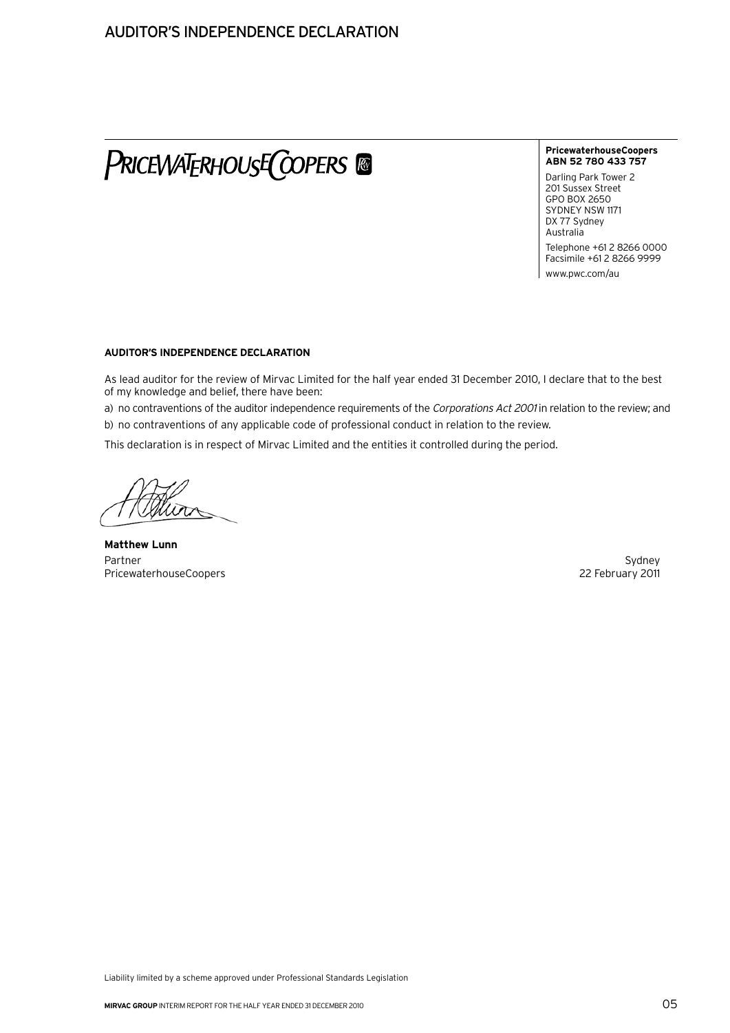# AUDITOR'S INDEPENDENCE DECLARATION

PRICEWATERHOUSECOOPERS

**PricewaterhouseCoopers**
**ABN 52 780 433 757**

Darling Park Tower 2
201 Sussex Street
GPO BOX 2650
SYDNEY NSW 1171
DX 77 Sydney
Australia

Telephone +61 2 8266 0000
Facsimile +61 2 8266 9999

www.pwc.com/au

**AUDITOR'S INDEPENDENCE DECLARATION**

As lead auditor for the review of Mirvac Limited for the half year ended 31 December 2010, I declare that to the best of my knowledge and belief, there have been:

a) no contraventions of the auditor independence requirements of the *Corporations Act 2001* in relation to the review; and

b) no contraventions of any applicable code of professional conduct in relation to the review.

This declaration is in respect of Mirvac Limited and the entities it controlled during the period.

**Matthew Lunn**
Partner
PricewaterhouseCoopers

Sydney
22 February 2011

Liability limited by a scheme approved under Professional Standards Legislation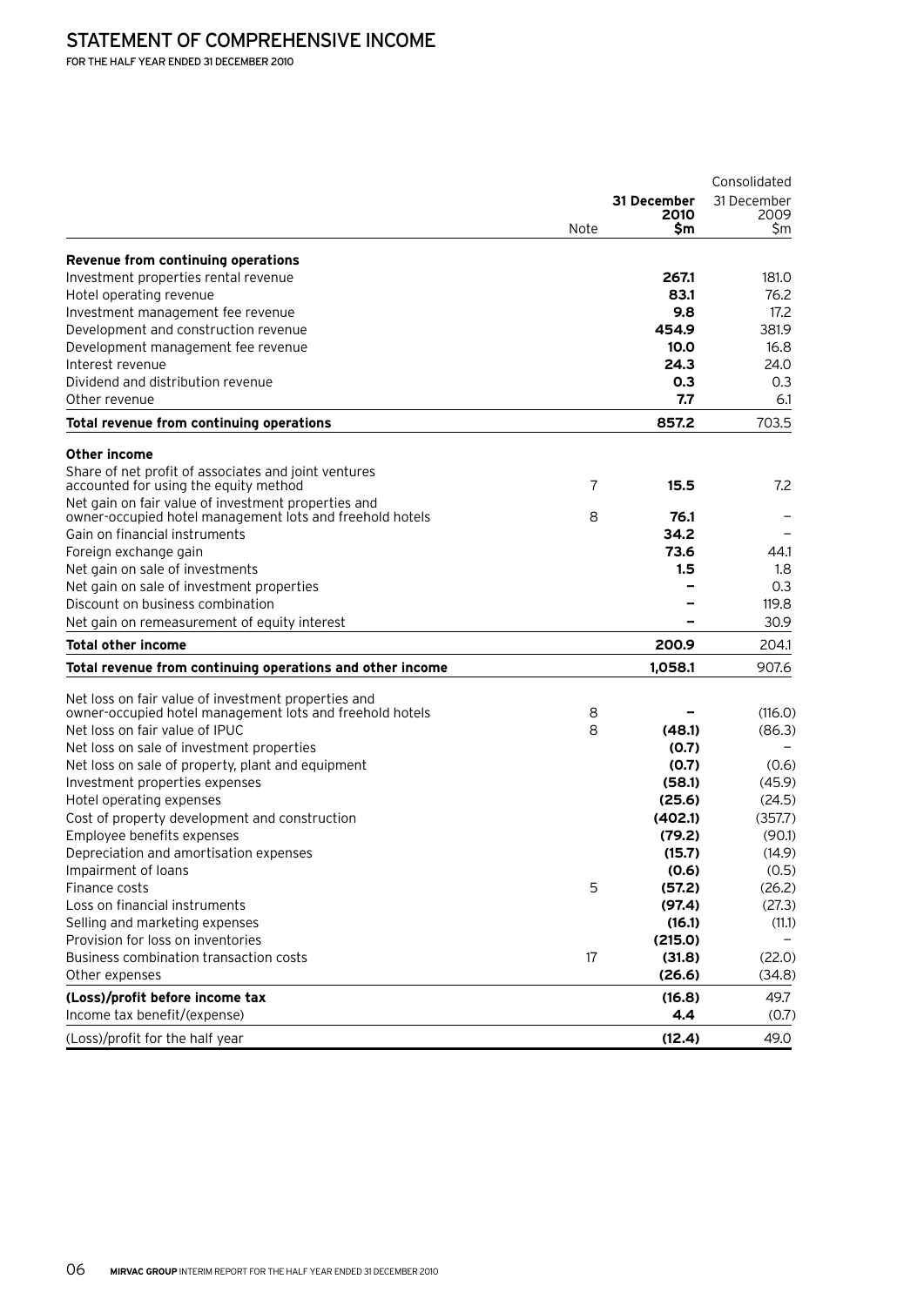# STATEMENT OF COMPREHENSIVE INCOME

FOR THE HALF YEAR ENDED 31 DECEMBER 2010

| | Note | Consolidated 31 December 2010 $m | 31 December 2009 $m |
|---|---|---|---|
| **Revenue from continuing operations** | | | |
| Investment properties rental revenue | | **267.1** | 181.0 |
| Hotel operating revenue | | **83.1** | 76.2 |
| Investment management fee revenue | | **9.8** | 17.2 |
| Development and construction revenue | | **454.9** | 381.9 |
| Development management fee revenue | | **10.0** | 16.8 |
| Interest revenue | | **24.3** | 24.0 |
| Dividend and distribution revenue | | **0.3** | 0.3 |
| Other revenue | | **7.7** | 6.1 |
| **Total revenue from continuing operations** | | **857.2** | 703.5 |
| **Other income** | | | |
| Share of net profit of associates and joint ventures accounted for using the equity method | 7 | **15.5** | 7.2 |
| Net gain on fair value of investment properties and owner-occupied hotel management lots and freehold hotels | 8 | **76.1** | – |
| Gain on financial instruments | | **34.2** | – |
| Foreign exchange gain | | **73.6** | 44.1 |
| Net gain on sale of investments | | **1.5** | 1.8 |
| Net gain on sale of investment properties | | **–** | 0.3 |
| Discount on business combination | | **–** | 119.8 |
| Net gain on remeasurement of equity interest | | **–** | 30.9 |
| **Total other income** | | **200.9** | 204.1 |
| **Total revenue from continuing operations and other income** | | **1,058.1** | 907.6 |
| Net loss on fair value of investment properties and owner-occupied hotel management lots and freehold hotels | 8 | **–** | (116.0) |
| Net loss on fair value of IPUC | 8 | **(48.1)** | (86.3) |
| Net loss on sale of investment properties | | **(0.7)** | – |
| Net loss on sale of property, plant and equipment | | **(0.7)** | (0.6) |
| Investment properties expenses | | **(58.1)** | (45.9) |
| Hotel operating expenses | | **(25.6)** | (24.5) |
| Cost of property development and construction | | **(402.1)** | (357.7) |
| Employee benefits expenses | | **(79.2)** | (90.1) |
| Depreciation and amortisation expenses | | **(15.7)** | (14.9) |
| Impairment of loans | | **(0.6)** | (0.5) |
| Finance costs | 5 | **(57.2)** | (26.2) |
| Loss on financial instruments | | **(97.4)** | (27.3) |
| Selling and marketing expenses | | **(16.1)** | (11.1) |
| Provision for loss on inventories | | **(215.0)** | – |
| Business combination transaction costs | 17 | **(31.8)** | (22.0) |
| Other expenses | | **(26.6)** | (34.8) |
| **(Loss)/profit before income tax** | | **(16.8)** | 49.7 |
| Income tax benefit/(expense) | | **4.4** | (0.7) |
| (Loss)/profit for the half year | | **(12.4)** | 49.0 |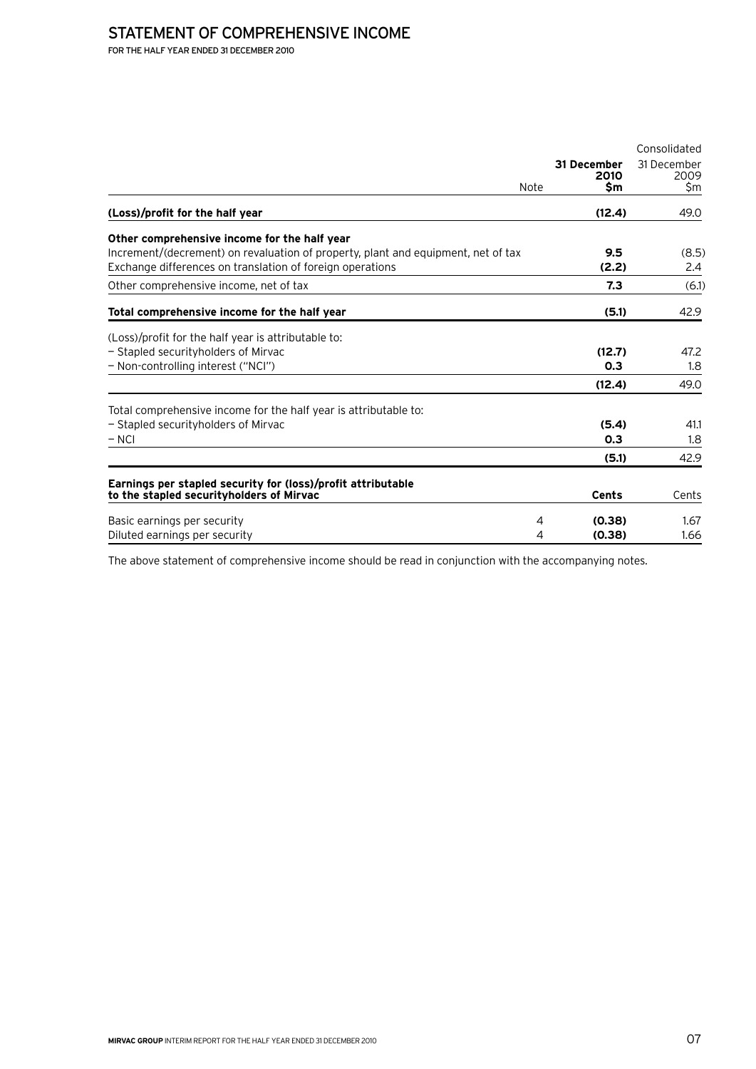# STATEMENT OF COMPREHENSIVE INCOME

FOR THE HALF YEAR ENDED 31 DECEMBER 2010

| | Note | Consolidated 31 December 2010 $m | 31 December 2009 $m |
|---|---|---|---|
| **(Loss)/profit for the half year** | | **(12.4)** | 49.0 |
| **Other comprehensive income for the half year** | | | |
| Increment/(decrement) on revaluation of property, plant and equipment, net of tax | | **9.5** | (8.5) |
| Exchange differences on translation of foreign operations | | **(2.2)** | 2.4 |
| Other comprehensive income, net of tax | | **7.3** | (6.1) |
| **Total comprehensive income for the half year** | | **(5.1)** | 42.9 |
| (Loss)/profit for the half year is attributable to: | | | |
| – Stapled securityholders of Mirvac | | **(12.7)** | 47.2 |
| – Non-controlling interest ("NCI") | | **0.3** | 1.8 |
| | | **(12.4)** | 49.0 |
| Total comprehensive income for the half year is attributable to: | | | |
| – Stapled securityholders of Mirvac | | **(5.4)** | 41.1 |
| – NCI | | **0.3** | 1.8 |
| | | **(5.1)** | 42.9 |
| **Earnings per stapled security for (loss)/profit attributable to the stapled securityholders of Mirvac** | | **Cents** | Cents |
| Basic earnings per security | 4 | **(0.38)** | 1.67 |
| Diluted earnings per security | 4 | **(0.38)** | 1.66 |

The above statement of comprehensive income should be read in conjunction with the accompanying notes.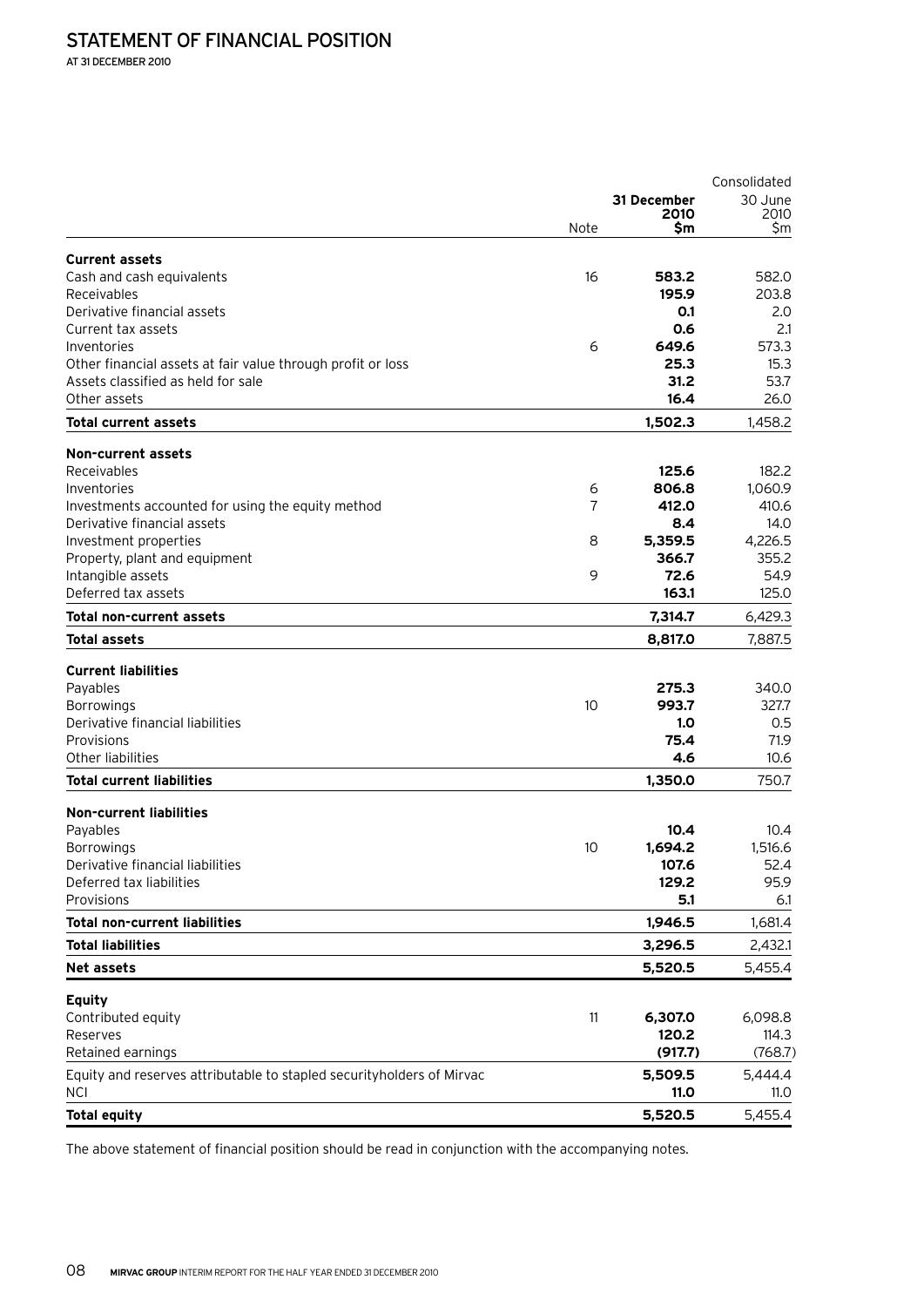# STATEMENT OF FINANCIAL POSITION

AT 31 DECEMBER 2010

| | Note | Consolidated 31 December 2010 $m | 30 June 2010 $m |
|---|---|---|---|
| **Current assets** | | | |
| Cash and cash equivalents | 16 | **583.2** | 582.0 |
| Receivables | | **195.9** | 203.8 |
| Derivative financial assets | | **0.1** | 2.0 |
| Current tax assets | | **0.6** | 2.1 |
| Inventories | 6 | **649.6** | 573.3 |
| Other financial assets at fair value through profit or loss | | **25.3** | 15.3 |
| Assets classified as held for sale | | **31.2** | 53.7 |
| Other assets | | **16.4** | 26.0 |
| **Total current assets** | | **1,502.3** | 1,458.2 |
| **Non-current assets** | | | |
| Receivables | | **125.6** | 182.2 |
| Inventories | 6 | **806.8** | 1,060.9 |
| Investments accounted for using the equity method | 7 | **412.0** | 410.6 |
| Derivative financial assets | | **8.4** | 14.0 |
| Investment properties | 8 | **5,359.5** | 4,226.5 |
| Property, plant and equipment | | **366.7** | 355.2 |
| Intangible assets | 9 | **72.6** | 54.9 |
| Deferred tax assets | | **163.1** | 125.0 |
| **Total non-current assets** | | **7,314.7** | 6,429.3 |
| **Total assets** | | **8,817.0** | 7,887.5 |
| **Current liabilities** | | | |
| Payables | | **275.3** | 340.0 |
| Borrowings | 10 | **993.7** | 327.7 |
| Derivative financial liabilities | | **1.0** | 0.5 |
| Provisions | | **75.4** | 71.9 |
| Other liabilities | | **4.6** | 10.6 |
| **Total current liabilities** | | **1,350.0** | 750.7 |
| **Non-current liabilities** | | | |
| Payables | | **10.4** | 10.4 |
| Borrowings | 10 | **1,694.2** | 1,516.6 |
| Derivative financial liabilities | | **107.6** | 52.4 |
| Deferred tax liabilities | | **129.2** | 95.9 |
| Provisions | | **5.1** | 6.1 |
| **Total non-current liabilities** | | **1,946.5** | 1,681.4 |
| **Total liabilities** | | **3,296.5** | 2,432.1 |
| **Net assets** | | **5,520.5** | 5,455.4 |
| **Equity** | | | |
| Contributed equity | 11 | **6,307.0** | 6,098.8 |
| Reserves | | **120.2** | 114.3 |
| Retained earnings | | **(917.7)** | (768.7) |
| Equity and reserves attributable to stapled securityholders of Mirvac | | **5,509.5** | 5,444.4 |
| NCI | | **11.0** | 11.0 |
| **Total equity** | | **5,520.5** | 5,455.4 |

The above statement of financial position should be read in conjunction with the accompanying notes.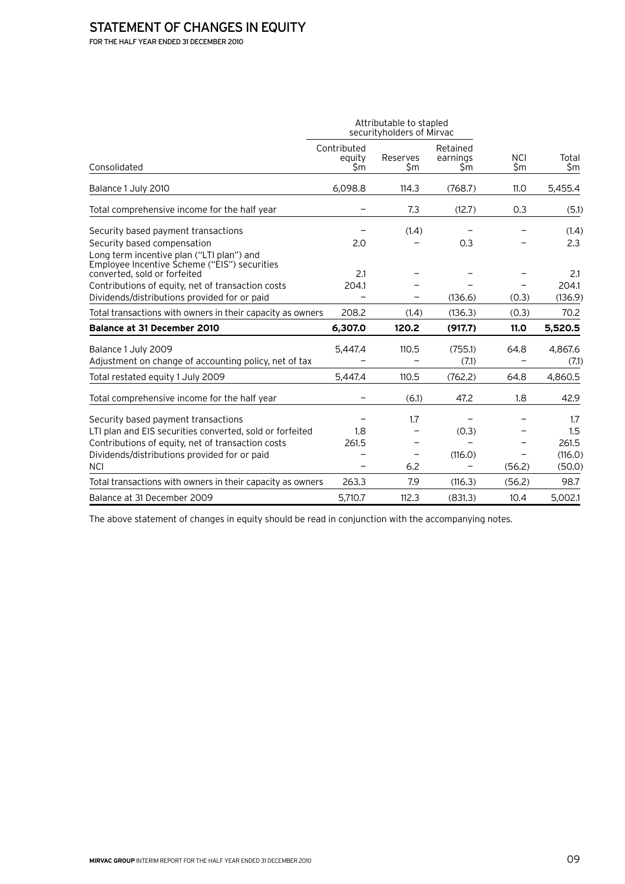# STATEMENT OF CHANGES IN EQUITY

FOR THE HALF YEAR ENDED 31 DECEMBER 2010

| | Attributable to stapled securityholders of Mirvac | | | | |
|---|---|---|---|---|---|
| Consolidated | Contributed equity $m | Reserves $m | Retained earnings $m | NCI $m | Total $m |
| Balance 1 July 2010 | 6,098.8 | 114.3 | (768.7) | 11.0 | 5,455.4 |
| Total comprehensive income for the half year | – | 7.3 | (12.7) | 0.3 | (5.1) |
| Security based payment transactions | – | (1.4) | – | – | (1.4) |
| Security based compensation | 2.0 | – | 0.3 | – | 2.3 |
| Long term incentive plan ("LTI plan") and Employee Incentive Scheme ("EIS") securities converted, sold or forfeited | 2.1 | – | – | – | 2.1 |
| Contributions of equity, net of transaction costs | 204.1 | – | – | – | 204.1 |
| Dividends/distributions provided for or paid | – | – | (136.6) | (0.3) | (136.9) |
| Total transactions with owners in their capacity as owners | 208.2 | (1.4) | (136.3) | (0.3) | 70.2 |
| **Balance at 31 December 2010** | **6,307.0** | **120.2** | **(917.7)** | **11.0** | **5,520.5** |
| Balance 1 July 2009 | 5,447.4 | 110.5 | (755.1) | 64.8 | 4,867.6 |
| Adjustment on change of accounting policy, net of tax | – | – | (7.1) | – | (7.1) |
| Total restated equity 1 July 2009 | 5,447.4 | 110.5 | (762.2) | 64.8 | 4,860.5 |
| Total comprehensive income for the half year | – | (6.1) | 47.2 | 1.8 | 42.9 |
| Security based payment transactions | – | 1.7 | – | – | 1.7 |
| LTI plan and EIS securities converted, sold or forfeited | 1.8 | – | (0.3) | – | 1.5 |
| Contributions of equity, net of transaction costs | 261.5 | – | – | – | 261.5 |
| Dividends/distributions provided for or paid | – | – | (116.0) | – | (116.0) |
| NCI | – | 6.2 | – | (56.2) | (50.0) |
| Total transactions with owners in their capacity as owners | 263.3 | 7.9 | (116.3) | (56.2) | 98.7 |
| Balance at 31 December 2009 | 5,710.7 | 112.3 | (831.3) | 10.4 | 5,002.1 |

The above statement of changes in equity should be read in conjunction with the accompanying notes.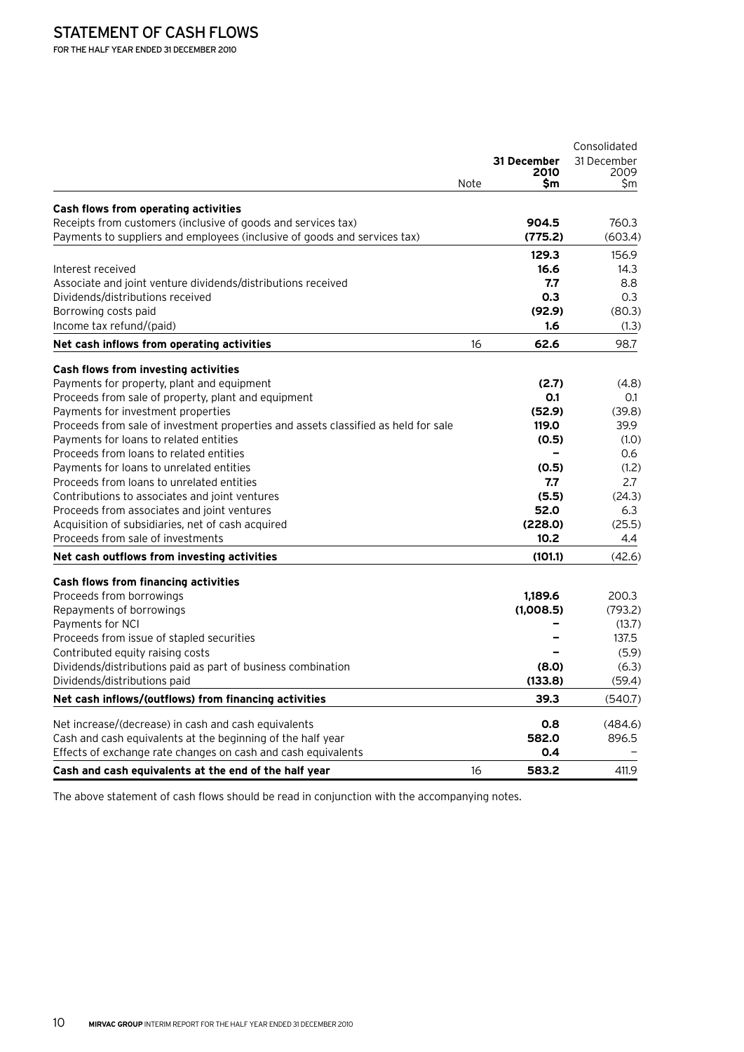# STATEMENT OF CASH FLOWS

FOR THE HALF YEAR ENDED 31 DECEMBER 2010

| | Note | Consolidated 31 December 2010 $m | 31 December 2009 $m |
|---|---|---|---|
| **Cash flows from operating activities** | | | |
| Receipts from customers (inclusive of goods and services tax) | | **904.5** | 760.3 |
| Payments to suppliers and employees (inclusive of goods and services tax) | | **(775.2)** | (603.4) |
| | | **129.3** | 156.9 |
| Interest received | | **16.6** | 14.3 |
| Associate and joint venture dividends/distributions received | | **7.7** | 8.8 |
| Dividends/distributions received | | **0.3** | 0.3 |
| Borrowing costs paid | | **(92.9)** | (80.3) |
| Income tax refund/(paid) | | **1.6** | (1.3) |
| **Net cash inflows from operating activities** | 16 | **62.6** | 98.7 |
| **Cash flows from investing activities** | | | |
| Payments for property, plant and equipment | | **(2.7)** | (4.8) |
| Proceeds from sale of property, plant and equipment | | **0.1** | 0.1 |
| Payments for investment properties | | **(52.9)** | (39.8) |
| Proceeds from sale of investment properties and assets classified as held for sale | | **119.0** | 39.9 |
| Payments for loans to related entities | | **(0.5)** | (1.0) |
| Proceeds from loans to related entities | | **–** | 0.6 |
| Payments for loans to unrelated entities | | **(0.5)** | (1.2) |
| Proceeds from loans to unrelated entities | | **7.7** | 2.7 |
| Contributions to associates and joint ventures | | **(5.5)** | (24.3) |
| Proceeds from associates and joint ventures | | **52.0** | 6.3 |
| Acquisition of subsidiaries, net of cash acquired | | **(228.0)** | (25.5) |
| Proceeds from sale of investments | | **10.2** | 4.4 |
| **Net cash outflows from investing activities** | | **(101.1)** | (42.6) |
| **Cash flows from financing activities** | | | |
| Proceeds from borrowings | | **1,189.6** | 200.3 |
| Repayments of borrowings | | **(1,008.5)** | (793.2) |
| Payments for NCI | | **–** | (13.7) |
| Proceeds from issue of stapled securities | | **–** | 137.5 |
| Contributed equity raising costs | | **–** | (5.9) |
| Dividends/distributions paid as part of business combination | | **(8.0)** | (6.3) |
| Dividends/distributions paid | | **(133.8)** | (59.4) |
| **Net cash inflows/(outflows) from financing activities** | | **39.3** | (540.7) |
| Net increase/(decrease) in cash and cash equivalents | | **0.8** | (484.6) |
| Cash and cash equivalents at the beginning of the half year | | **582.0** | 896.5 |
| Effects of exchange rate changes on cash and cash equivalents | | **0.4** | – |
| **Cash and cash equivalents at the end of the half year** | 16 | **583.2** | 411.9 |

The above statement of cash flows should be read in conjunction with the accompanying notes.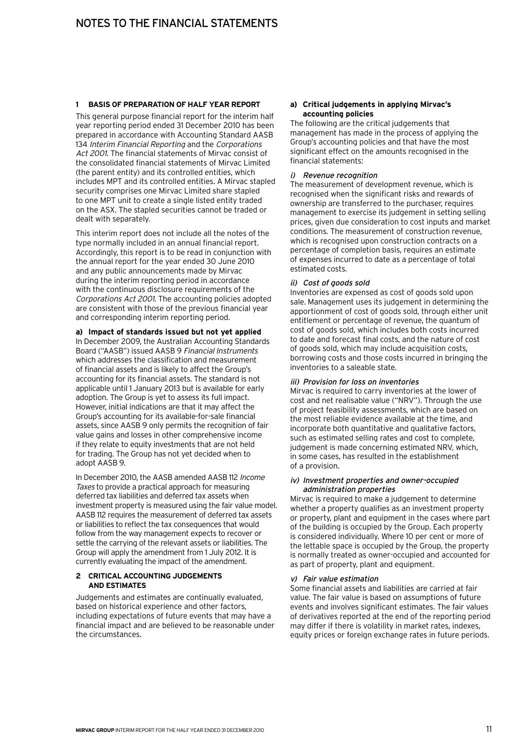# NOTES TO THE FINANCIAL STATEMENTS

## 1 BASIS OF PREPARATION OF HALF YEAR REPORT

This general purpose financial report for the interim half year reporting period ended 31 December 2010 has been prepared in accordance with Accounting Standard AASB 134 *Interim Financial Reporting* and the *Corporations Act 2001*. The financial statements of Mirvac consist of the consolidated financial statements of Mirvac Limited (the parent entity) and its controlled entities, which includes MPT and its controlled entities. A Mirvac stapled security comprises one Mirvac Limited share stapled to one MPT unit to create a single listed entity traded on the ASX. The stapled securities cannot be traded or dealt with separately.

This interim report does not include all the notes of the type normally included in an annual financial report. Accordingly, this report is to be read in conjunction with the annual report for the year ended 30 June 2010 and any public announcements made by Mirvac during the interim reporting period in accordance with the continuous disclosure requirements of the *Corporations Act 2001*. The accounting policies adopted are consistent with those of the previous financial year and corresponding interim reporting period.

### a) Impact of standards issued but not yet applied

In December 2009, the Australian Accounting Standards Board ("AASB") issued AASB 9 *Financial Instruments* which addresses the classification and measurement of financial assets and is likely to affect the Group's accounting for its financial assets. The standard is not applicable until 1 January 2013 but is available for early adoption. The Group is yet to assess its full impact. However, initial indications are that it may affect the Group's accounting for its available-for-sale financial assets, since AASB 9 only permits the recognition of fair value gains and losses in other comprehensive income if they relate to equity investments that are not held for trading. The Group has not yet decided when to adopt AASB 9.

In December 2010, the AASB amended AASB 112 *Income Taxes* to provide a practical approach for measuring deferred tax liabilities and deferred tax assets when investment property is measured using the fair value model. AASB 112 requires the measurement of deferred tax assets or liabilities to reflect the tax consequences that would follow from the way management expects to recover or settle the carrying of the relevant assets or liabilities. The Group will apply the amendment from 1 July 2012. It is currently evaluating the impact of the amendment.

## 2 CRITICAL ACCOUNTING JUDGEMENTS AND ESTIMATES

Judgements and estimates are continually evaluated, based on historical experience and other factors, including expectations of future events that may have a financial impact and are believed to be reasonable under the circumstances.

### a) Critical judgements in applying Mirvac's accounting policies

The following are the critical judgements that management has made in the process of applying the Group's accounting policies and that have the most significant effect on the amounts recognised in the financial statements:

#### *i) Revenue recognition*

The measurement of development revenue, which is recognised when the significant risks and rewards of ownership are transferred to the purchaser, requires management to exercise its judgement in setting selling prices, given due consideration to cost inputs and market conditions. The measurement of construction revenue, which is recognised upon construction contracts on a percentage of completion basis, requires an estimate of expenses incurred to date as a percentage of total estimated costs.

#### *ii) Cost of goods sold*

Inventories are expensed as cost of goods sold upon sale. Management uses its judgement in determining the apportionment of cost of goods sold, through either unit entitlement or percentage of revenue, the quantum of cost of goods sold, which includes both costs incurred to date and forecast final costs, and the nature of cost of goods sold, which may include acquisition costs, borrowing costs and those costs incurred in bringing the inventories to a saleable state.

#### *iii) Provision for loss on inventories*

Mirvac is required to carry inventories at the lower of cost and net realisable value ("NRV"). Through the use of project feasibility assessments, which are based on the most reliable evidence available at the time, and incorporate both quantitative and qualitative factors, such as estimated selling rates and cost to complete, judgement is made concerning estimated NRV, which, in some cases, has resulted in the establishment of a provision.

#### *iv) Investment properties and owner-occupied administration properties*

Mirvac is required to make a judgement to determine whether a property qualifies as an investment property or property, plant and equipment in the cases where part of the building is occupied by the Group. Each property is considered individually. Where 10 per cent or more of the lettable space is occupied by the Group, the property is normally treated as owner-occupied and accounted for as part of property, plant and equipment.

#### *v) Fair value estimation*

Some financial assets and liabilities are carried at fair value. The fair value is based on assumptions of future events and involves significant estimates. The fair values of derivatives reported at the end of the reporting period may differ if there is volatility in market rates, indexes, equity prices or foreign exchange rates in future periods.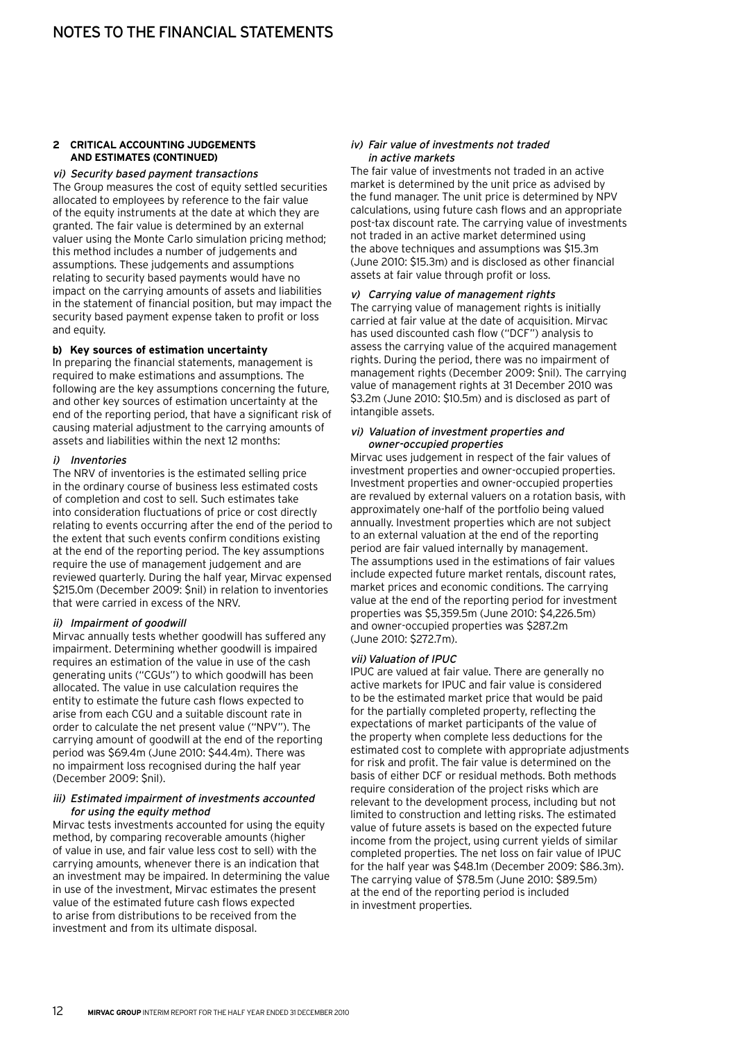## 2 CRITICAL ACCOUNTING JUDGEMENTS AND ESTIMATES (CONTINUED)

*vi) Security based payment transactions*

The Group measures the cost of equity settled securities allocated to employees by reference to the fair value of the equity instruments at the date at which they are granted. The fair value is determined by an external valuer using the Monte Carlo simulation pricing method; this method includes a number of judgements and assumptions. These judgements and assumptions relating to security based payments would have no impact on the carrying amounts of assets and liabilities in the statement of financial position, but may impact the security based payment expense taken to profit or loss and equity.

**b) Key sources of estimation uncertainty**

In preparing the financial statements, management is required to make estimations and assumptions. The following are the key assumptions concerning the future, and other key sources of estimation uncertainty at the end of the reporting period, that have a significant risk of causing material adjustment to the carrying amounts of assets and liabilities within the next 12 months:

*i) Inventories*

The NRV of inventories is the estimated selling price in the ordinary course of business less estimated costs of completion and cost to sell. Such estimates take into consideration fluctuations of price or cost directly relating to events occurring after the end of the period to the extent that such events confirm conditions existing at the end of the reporting period. The key assumptions require the use of management judgement and are reviewed quarterly. During the half year, Mirvac expensed \$215.0m (December 2009: \$nil) in relation to inventories that were carried in excess of the NRV.

*ii) Impairment of goodwill*

Mirvac annually tests whether goodwill has suffered any impairment. Determining whether goodwill is impaired requires an estimation of the value in use of the cash generating units ("CGUs") to which goodwill has been allocated. The value in use calculation requires the entity to estimate the future cash flows expected to arise from each CGU and a suitable discount rate in order to calculate the net present value ("NPV"). The carrying amount of goodwill at the end of the reporting period was \$69.4m (June 2010: \$44.4m). There was no impairment loss recognised during the half year (December 2009: \$nil).

*iii) Estimated impairment of investments accounted for using the equity method*

Mirvac tests investments accounted for using the equity method, by comparing recoverable amounts (higher of value in use, and fair value less cost to sell) with the carrying amounts, whenever there is an indication that an investment may be impaired. In determining the value in use of the investment, Mirvac estimates the present value of the estimated future cash flows expected to arise from distributions to be received from the investment and from its ultimate disposal.

*iv) Fair value of investments not traded in active markets*

The fair value of investments not traded in an active market is determined by the unit price as advised by the fund manager. The unit price is determined by NPV calculations, using future cash flows and an appropriate post-tax discount rate. The carrying value of investments not traded in an active market determined using the above techniques and assumptions was \$15.3m (June 2010: \$15.3m) and is disclosed as other financial assets at fair value through profit or loss.

*v) Carrying value of management rights*

The carrying value of management rights is initially carried at fair value at the date of acquisition. Mirvac has used discounted cash flow ("DCF") analysis to assess the carrying value of the acquired management rights. During the period, there was no impairment of management rights (December 2009: \$nil). The carrying value of management rights at 31 December 2010 was \$3.2m (June 2010: \$10.5m) and is disclosed as part of intangible assets.

*vi) Valuation of investment properties and owner-occupied properties*

Mirvac uses judgement in respect of the fair values of investment properties and owner-occupied properties. Investment properties and owner-occupied properties are revalued by external valuers on a rotation basis, with approximately one-half of the portfolio being valued annually. Investment properties which are not subject to an external valuation at the end of the reporting period are fair valued internally by management. The assumptions used in the estimations of fair values include expected future market rentals, discount rates, market prices and economic conditions. The carrying value at the end of the reporting period for investment properties was \$5,359.5m (June 2010: \$4,226.5m) and owner-occupied properties was \$287.2m (June 2010: \$272.7m).

*vii) Valuation of IPUC*

IPUC are valued at fair value. There are generally no active markets for IPUC and fair value is considered to be the estimated market price that would be paid for the partially completed property, reflecting the expectations of market participants of the value of the property when complete less deductions for the estimated cost to complete with appropriate adjustments for risk and profit. The fair value is determined on the basis of either DCF or residual methods. Both methods require consideration of the project risks which are relevant to the development process, including but not limited to construction and letting risks. The estimated value of future assets is based on the expected future income from the project, using current yields of similar completed properties. The net loss on fair value of IPUC for the half year was \$48.1m (December 2009: \$86.3m). The carrying value of \$78.5m (June 2010: \$89.5m) at the end of the reporting period is included in investment properties.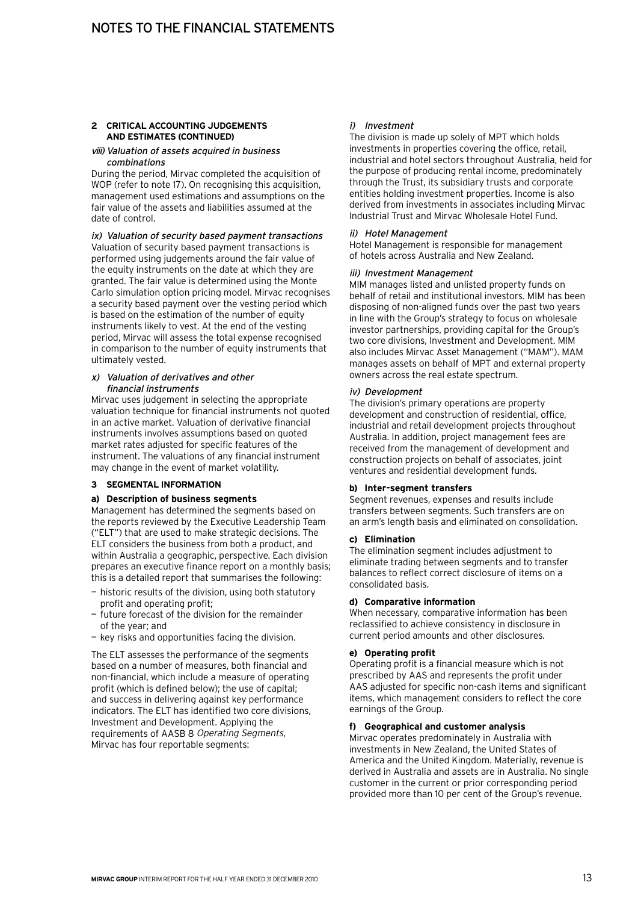## 2 CRITICAL ACCOUNTING JUDGEMENTS AND ESTIMATES (CONTINUED)

### *viii) Valuation of assets acquired in business combinations*

During the period, Mirvac completed the acquisition of WOP (refer to note 17). On recognising this acquisition, management used estimations and assumptions on the fair value of the assets and liabilities assumed at the date of control.

### *ix) Valuation of security based payment transactions*

Valuation of security based payment transactions is performed using judgements around the fair value of the equity instruments on the date at which they are granted. The fair value is determined using the Monte Carlo simulation option pricing model. Mirvac recognises a security based payment over the vesting period which is based on the estimation of the number of equity instruments likely to vest. At the end of the vesting period, Mirvac will assess the total expense recognised in comparison to the number of equity instruments that ultimately vested.

### *x) Valuation of derivatives and other financial instruments*

Mirvac uses judgement in selecting the appropriate valuation technique for financial instruments not quoted in an active market. Valuation of derivative financial instruments involves assumptions based on quoted market rates adjusted for specific features of the instrument. The valuations of any financial instrument may change in the event of market volatility.

## 3 SEGMENTAL INFORMATION

### a) Description of business segments

Management has determined the segments based on the reports reviewed by the Executive Leadership Team ("ELT") that are used to make strategic decisions. The ELT considers the business from both a product, and within Australia a geographic, perspective. Each division prepares an executive finance report on a monthly basis; this is a detailed report that summarises the following:

- historic results of the division, using both statutory profit and operating profit;
- future forecast of the division for the remainder of the year; and
- key risks and opportunities facing the division.

The ELT assesses the performance of the segments based on a number of measures, both financial and non-financial, which include a measure of operating profit (which is defined below); the use of capital; and success in delivering against key performance indicators. The ELT has identified two core divisions, Investment and Development. Applying the requirements of AASB 8 *Operating Segments*, Mirvac has four reportable segments:

#### *i) Investment*

The division is made up solely of MPT which holds investments in properties covering the office, retail, industrial and hotel sectors throughout Australia, held for the purpose of producing rental income, predominately through the Trust, its subsidiary trusts and corporate entities holding investment properties. Income is also derived from investments in associates including Mirvac Industrial Trust and Mirvac Wholesale Hotel Fund.

#### *ii) Hotel Management*

Hotel Management is responsible for management of hotels across Australia and New Zealand.

#### *iii) Investment Management*

MIM manages listed and unlisted property funds on behalf of retail and institutional investors. MIM has been disposing of non-aligned funds over the past two years in line with the Group's strategy to focus on wholesale investor partnerships, providing capital for the Group's two core divisions, Investment and Development. MIM also includes Mirvac Asset Management ("MAM"). MAM manages assets on behalf of MPT and external property owners across the real estate spectrum.

#### *iv) Development*

The division's primary operations are property development and construction of residential, office, industrial and retail development projects throughout Australia. In addition, project management fees are received from the management of development and construction projects on behalf of associates, joint ventures and residential development funds.

### b) Inter-segment transfers

Segment revenues, expenses and results include transfers between segments. Such transfers are on an arm's length basis and eliminated on consolidation.

### c) Elimination

The elimination segment includes adjustment to eliminate trading between segments and to transfer balances to reflect correct disclosure of items on a consolidated basis.

### d) Comparative information

When necessary, comparative information has been reclassified to achieve consistency in disclosure in current period amounts and other disclosures.

### e) Operating profit

Operating profit is a financial measure which is not prescribed by AAS and represents the profit under AAS adjusted for specific non-cash items and significant items, which management considers to reflect the core earnings of the Group.

### f) Geographical and customer analysis

Mirvac operates predominately in Australia with investments in New Zealand, the United States of America and the United Kingdom. Materially, revenue is derived in Australia and assets are in Australia. No single customer in the current or prior corresponding period provided more than 10 per cent of the Group's revenue.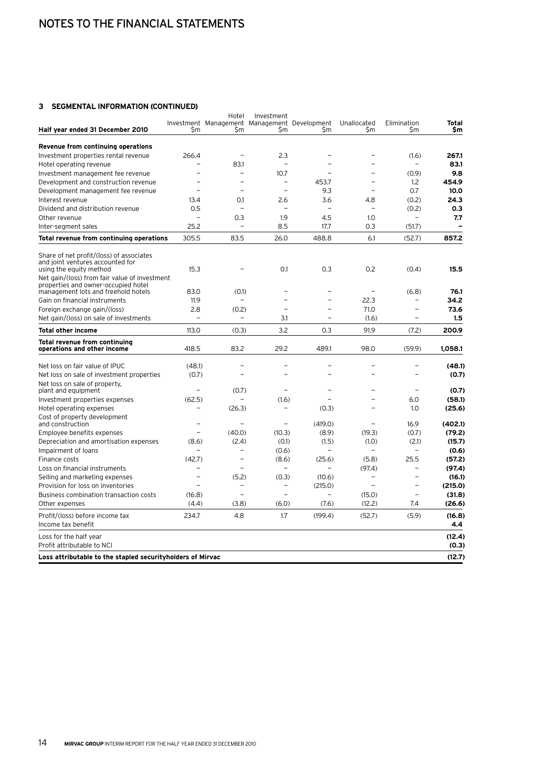# NOTES TO THE FINANCIAL STATEMENTS

### 3 SEGMENTAL INFORMATION (CONTINUED)

| Half year ended 31 December 2010 | Investment $m | Hotel Management $m | Investment Management $m | Development $m | Unallocated $m | Elimination $m | Total $m |
|---|---|---|---|---|---|---|---|
| **Revenue from continuing operations** | | | | | | | |
| Investment properties rental revenue | 266.4 | – | 2.3 | – | – | (1.6) | **267.1** |
| Hotel operating revenue | – | 83.1 | – | – | – | – | **83.1** |
| Investment management fee revenue | – | – | 10.7 | – | – | (0.9) | **9.8** |
| Development and construction revenue | – | – | – | 453.7 | – | 1.2 | **454.9** |
| Development management fee revenue | – | – | – | 9.3 | – | 0.7 | **10.0** |
| Interest revenue | 13.4 | 0.1 | 2.6 | 3.6 | 4.8 | (0.2) | **24.3** |
| Dividend and distribution revenue | 0.5 | – | – | – | – | (0.2) | **0.3** |
| Other revenue | – | 0.3 | 1.9 | 4.5 | 1.0 | – | **7.7** |
| Inter-segment sales | 25.2 | – | 8.5 | 17.7 | 0.3 | (51.7) | **–** |
| **Total revenue from continuing operations** | 305.5 | 83.5 | 26.0 | 488.8 | 6.1 | (52.7) | **857.2** |
| Share of net profit/(loss) of associates and joint ventures accounted for using the equity method | 15.3 | – | 0.1 | 0.3 | 0.2 | (0.4) | **15.5** |
| Net gain/(loss) from fair value of investment properties and owner-occupied hotel management lots and freehold hotels | 83.0 | (0.1) | – | – | – | (6.8) | **76.1** |
| Gain on financial instruments | 11.9 | – | – | – | 22.3 | – | **34.2** |
| Foreign exchange gain/(loss) | 2.8 | (0.2) | – | – | 71.0 | – | **73.6** |
| Net gain/(loss) on sale of investments | – | – | 3.1 | – | (1.6) | – | **1.5** |
| **Total other income** | 113.0 | (0.3) | 3.2 | 0.3 | 91.9 | (7.2) | **200.9** |
| **Total revenue from continuing operations and other income** | 418.5 | 83.2 | 29.2 | 489.1 | 98.0 | (59.9) | **1,058.1** |
| Net loss on fair value of IPUC | (48.1) | – | – | – | – | – | **(48.1)** |
| Net loss on sale of investment properties | (0.7) | – | – | – | – | – | **(0.7)** |
| Net loss on sale of property, plant and equipment | – | (0.7) | – | – | – | – | **(0.7)** |
| Investment properties expenses | (62.5) | – | (1.6) | – | – | 6.0 | **(58.1)** |
| Hotel operating expenses | – | (26.3) | – | (0.3) | – | 1.0 | **(25.6)** |
| Cost of property development and construction | – | – | – | (419.0) | – | 16.9 | **(402.1)** |
| Employee benefits expenses | – | (40.0) | (10.3) | (8.9) | (19.3) | (0.7) | **(79.2)** |
| Depreciation and amortisation expenses | (8.6) | (2.4) | (0.1) | (1.5) | (1.0) | (2.1) | **(15.7)** |
| Impairment of loans | – | – | (0.6) | – | – | – | **(0.6)** |
| Finance costs | (42.7) | – | (8.6) | (25.6) | (5.8) | 25.5 | **(57.2)** |
| Loss on financial instruments | – | – | – | – | (97.4) | – | **(97.4)** |
| Selling and marketing expenses | – | (5.2) | (0.3) | (10.6) | – | – | **(16.1)** |
| Provision for loss on inventories | – | – | – | (215.0) | – | – | **(215.0)** |
| Business combination transaction costs | (16.8) | – | – | – | (15.0) | – | **(31.8)** |
| Other expenses | (4.4) | (3.8) | (6.0) | (7.6) | (12.2) | 7.4 | **(26.6)** |
| Profit/(loss) before income tax | 234.7 | 4.8 | 1.7 | (199.4) | (52.7) | (5.9) | **(16.8)** |
| Income tax benefit | | | | | | | **4.4** |
| Loss for the half year | | | | | | | **(12.4)** |
| Profit attributable to NCI | | | | | | | **(0.3)** |
| **Loss attributable to the stapled securityholders of Mirvac** | | | | | | | **(12.7)** |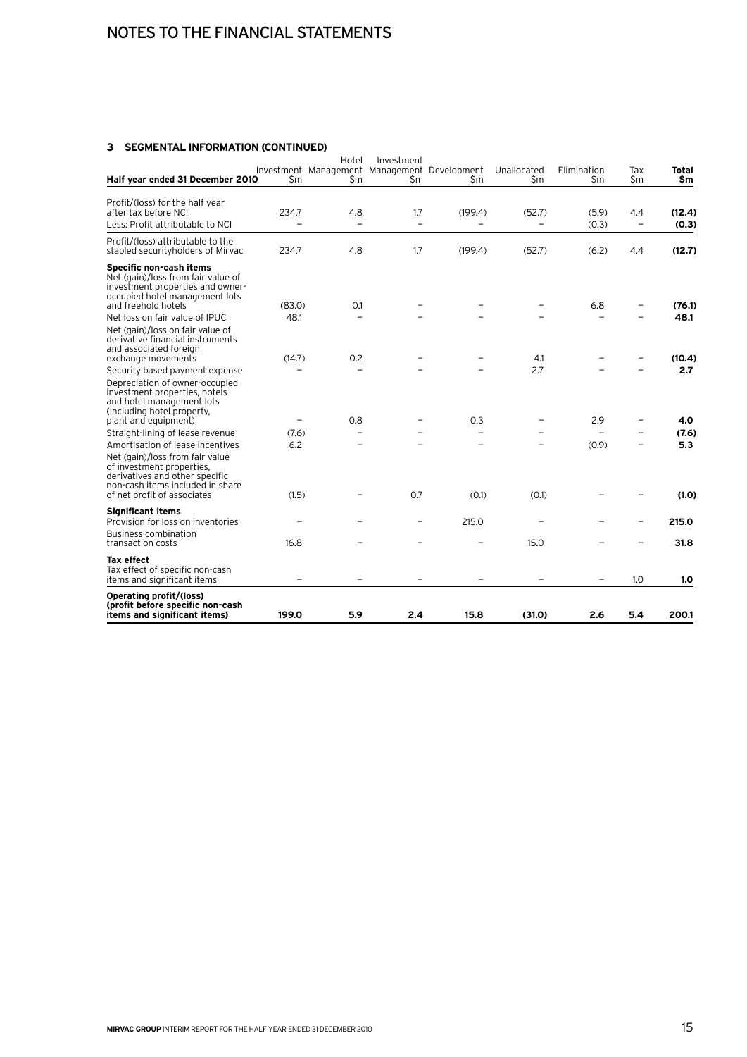# NOTES TO THE FINANCIAL STATEMENTS

## 3 SEGMENTAL INFORMATION (CONTINUED)

| Half year ended 31 December 2010 | Investment $m | Hotel Management $m | Investment Management $m | Development $m | Unallocated $m | Elimination $m | Tax $m | **Total $m** |
|---|---|---|---|---|---|---|---|---|
| Profit/(loss) for the half year after tax before NCI | 234.7 | 4.8 | 1.7 | (199.4) | (52.7) | (5.9) | 4.4 | **(12.4)** |
| Less: Profit attributable to NCI | – | – | – | – | – | (0.3) | – | **(0.3)** |
| Profit/(loss) attributable to the stapled securityholders of Mirvac | 234.7 | 4.8 | 1.7 | (199.4) | (52.7) | (6.2) | 4.4 | **(12.7)** |
| **Specific non-cash items** | | | | | | | | |
| Net (gain)/loss from fair value of investment properties and owner-occupied hotel management lots and freehold hotels | (83.0) | 0.1 | – | – | – | 6.8 | – | **(76.1)** |
| Net loss on fair value of IPUC | 48.1 | – | – | – | – | – | – | **48.1** |
| Net (gain)/loss on fair value of derivative financial instruments and associated foreign exchange movements | (14.7) | 0.2 | – | – | 4.1 | – | – | **(10.4)** |
| Security based payment expense | – | – | – | – | 2.7 | – | – | **2.7** |
| Depreciation of owner-occupied investment properties, hotels and hotel management lots (including hotel property, plant and equipment) | – | 0.8 | – | 0.3 | – | 2.9 | – | **4.0** |
| Straight-lining of lease revenue | (7.6) | – | – | – | – | – | – | **(7.6)** |
| Amortisation of lease incentives | 6.2 | – | – | – | – | (0.9) | – | **5.3** |
| Net (gain)/loss from fair value of investment properties, derivatives and other specific non-cash items included in share of net profit of associates | (1.5) | – | 0.7 | (0.1) | (0.1) | – | – | **(1.0)** |
| **Significant items** | | | | | | | | |
| Provision for loss on inventories | – | – | – | 215.0 | – | – | – | **215.0** |
| Business combination transaction costs | 16.8 | – | – | – | 15.0 | – | – | **31.8** |
| **Tax effect** | | | | | | | | |
| Tax effect of specific non-cash items and significant items | – | – | – | – | – | – | 1.0 | **1.0** |
| **Operating profit/(loss) (profit before specific non-cash items and significant items)** | **199.0** | **5.9** | **2.4** | **15.8** | **(31.0)** | **2.6** | **5.4** | **200.1** |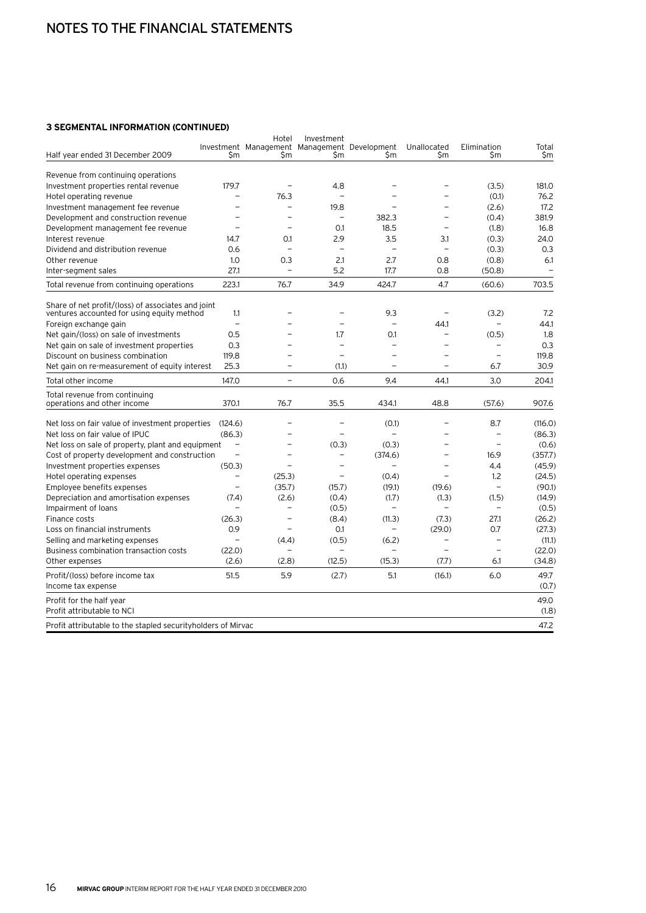# NOTES TO THE FINANCIAL STATEMENTS

### 3 SEGMENTAL INFORMATION (CONTINUED)

| Half year ended 31 December 2009 | Investment $m | Hotel Management $m | Investment Management $m | Development $m | Unallocated $m | Elimination $m | Total $m |
|---|---|---|---|---|---|---|---|
| Revenue from continuing operations | | | | | | | |
| Investment properties rental revenue | 179.7 | – | 4.8 | – | – | (3.5) | 181.0 |
| Hotel operating revenue | – | 76.3 | – | – | – | (0.1) | 76.2 |
| Investment management fee revenue | – | – | 19.8 | – | – | (2.6) | 17.2 |
| Development and construction revenue | – | – | – | 382.3 | – | (0.4) | 381.9 |
| Development management fee revenue | – | – | 0.1 | 18.5 | – | (1.8) | 16.8 |
| Interest revenue | 14.7 | 0.1 | 2.9 | 3.5 | 3.1 | (0.3) | 24.0 |
| Dividend and distribution revenue | 0.6 | – | – | – | – | (0.3) | 0.3 |
| Other revenue | 1.0 | 0.3 | 2.1 | 2.7 | 0.8 | (0.8) | 6.1 |
| Inter-segment sales | 27.1 | – | 5.2 | 17.7 | 0.8 | (50.8) | – |
| Total revenue from continuing operations | 223.1 | 76.7 | 34.9 | 424.7 | 4.7 | (60.6) | 703.5 |
| Share of net profit/(loss) of associates and joint ventures accounted for using equity method | 1.1 | – | – | 9.3 | – | (3.2) | 7.2 |
| Foreign exchange gain | – | – | – | – | 44.1 | – | 44.1 |
| Net gain/(loss) on sale of investments | 0.5 | – | 1.7 | 0.1 | – | (0.5) | 1.8 |
| Net gain on sale of investment properties | 0.3 | – | – | – | – | – | 0.3 |
| Discount on business combination | 119.8 | – | – | – | – | – | 119.8 |
| Net gain on re-measurement of equity interest | 25.3 | – | (1.1) | – | – | 6.7 | 30.9 |
| Total other income | 147.0 | – | 0.6 | 9.4 | 44.1 | 3.0 | 204.1 |
| Total revenue from continuing operations and other income | 370.1 | 76.7 | 35.5 | 434.1 | 48.8 | (57.6) | 907.6 |
| Net loss on fair value of investment properties | (124.6) | – | – | (0.1) | – | 8.7 | (116.0) |
| Net loss on fair value of IPUC | (86.3) | – | – | – | – | – | (86.3) |
| Net loss on sale of property, plant and equipment | – | – | (0.3) | (0.3) | – | – | (0.6) |
| Cost of property development and construction | – | – | – | (374.6) | – | 16.9 | (357.7) |
| Investment properties expenses | (50.3) | – | – | – | – | 4.4 | (45.9) |
| Hotel operating expenses | – | (25.3) | – | (0.4) | – | 1.2 | (24.5) |
| Employee benefits expenses | – | (35.7) | (15.7) | (19.1) | (19.6) | – | (90.1) |
| Depreciation and amortisation expenses | (7.4) | (2.6) | (0.4) | (1.7) | (1.3) | (1.5) | (14.9) |
| Impairment of loans | – | – | (0.5) | – | – | – | (0.5) |
| Finance costs | (26.3) | – | (8.4) | (11.3) | (7.3) | 27.1 | (26.2) |
| Loss on financial instruments | 0.9 | – | 0.1 | – | (29.0) | 0.7 | (27.3) |
| Selling and marketing expenses | – | (4.4) | (0.5) | (6.2) | – | – | (11.1) |
| Business combination transaction costs | (22.0) | – | – | – | – | – | (22.0) |
| Other expenses | (2.6) | (2.8) | (12.5) | (15.3) | (7.7) | 6.1 | (34.8) |
| Profit/(loss) before income tax | 51.5 | 5.9 | (2.7) | 5.1 | (16.1) | 6.0 | 49.7 |
| Income tax expense | | | | | | | (0.7) |
| Profit for the half year | | | | | | | 49.0 |
| Profit attributable to NCI | | | | | | | (1.8) |
| Profit attributable to the stapled securityholders of Mirvac | | | | | | | 47.2 |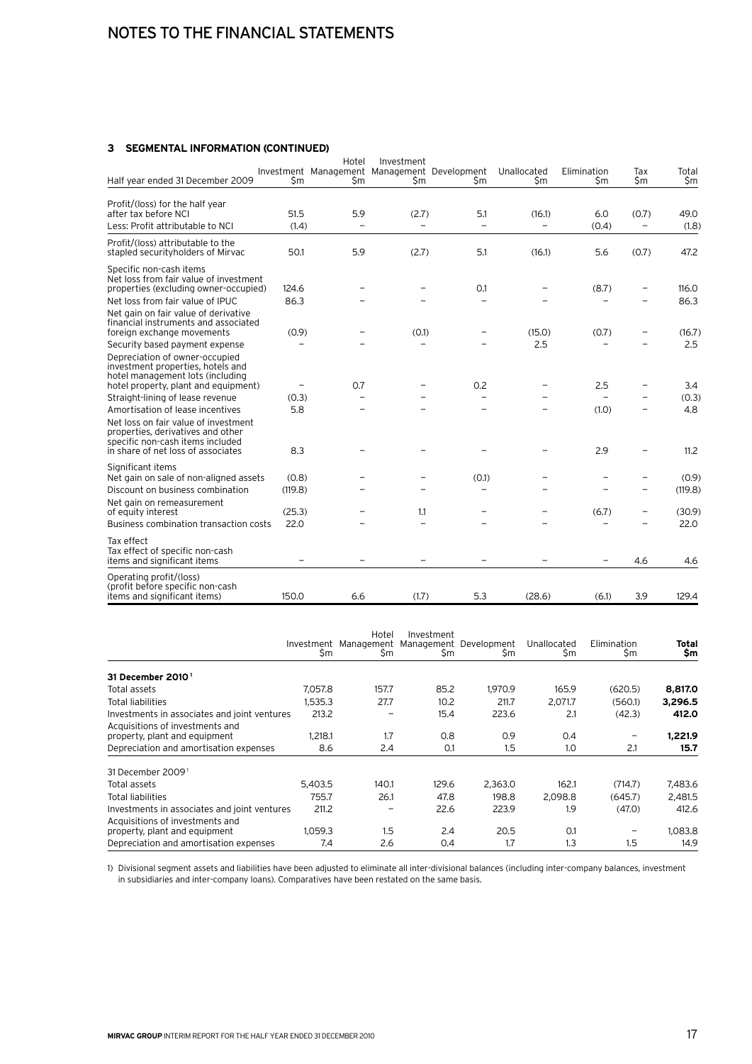# NOTES TO THE FINANCIAL STATEMENTS

### 3 SEGMENTAL INFORMATION (CONTINUED)

| Half year ended 31 December 2009 | Investment $m | Hotel Management $m | Investment Management $m | Development $m | Unallocated $m | Elimination $m | Tax $m | Total $m |
|---|---|---|---|---|---|---|---|---|
| Profit/(loss) for the half year after tax before NCI | 51.5 | 5.9 | (2.7) | 5.1 | (16.1) | 6.0 | (0.7) | 49.0 |
| Less: Profit attributable to NCI | (1.4) | – | – | – | – | (0.4) | – | (1.8) |
| Profit/(loss) attributable to the stapled securityholders of Mirvac | 50.1 | 5.9 | (2.7) | 5.1 | (16.1) | 5.6 | (0.7) | 47.2 |
| Specific non-cash items | | | | | | | | |
| Net loss from fair value of investment properties (excluding owner-occupied) | 124.6 | – | – | 0.1 | – | (8.7) | – | 116.0 |
| Net loss from fair value of IPUC | 86.3 | – | – | – | – | – | – | 86.3 |
| Net gain on fair value of derivative financial instruments and associated foreign exchange movements | (0.9) | – | (0.1) | – | (15.0) | (0.7) | – | (16.7) |
| Security based payment expense | – | – | – | – | 2.5 | – | – | 2.5 |
| Depreciation of owner-occupied investment properties, hotels and hotel management lots (including hotel property, plant and equipment) | – | 0.7 | – | 0.2 | – | 2.5 | – | 3.4 |
| Straight-lining of lease revenue | (0.3) | – | – | – | – | – | – | (0.3) |
| Amortisation of lease incentives | 5.8 | – | – | – | – | (1.0) | – | 4.8 |
| Net loss on fair value of investment properties, derivatives and other specific non-cash items included in share of net loss of associates | 8.3 | – | – | – | – | 2.9 | – | 11.2 |
| Significant items | | | | | | | | |
| Net gain on sale of non-aligned assets | (0.8) | – | – | (0.1) | – | – | – | (0.9) |
| Discount on business combination | (119.8) | – | – | – | – | – | – | (119.8) |
| Net gain on remeasurement of equity interest | (25.3) | – | 1.1 | – | – | (6.7) | – | (30.9) |
| Business combination transaction costs | 22.0 | – | – | – | – | – | – | 22.0 |
| Tax effect | | | | | | | | |
| Tax effect of specific non-cash items and significant items | – | – | – | – | – | – | 4.6 | 4.6 |
| Operating profit/(loss) (profit before specific non-cash items and significant items) | 150.0 | 6.6 | (1.7) | 5.3 | (28.6) | (6.1) | 3.9 | 129.4 |

| | Investment $m | Hotel Management $m | Investment Management $m | Development $m | Unallocated $m | Elimination $m | **Total $m** |
|---|---|---|---|---|---|---|---|
| **31 December 2010** [1] | | | | | | | |
| Total assets | 7,057.8 | 157.7 | 85.2 | 1,970.9 | 165.9 | (620.5) | **8,817.0** |
| Total liabilities | 1,535.3 | 27.7 | 10.2 | 211.7 | 2,071.7 | (560.1) | **3,296.5** |
| Investments in associates and joint ventures | 213.2 | – | 15.4 | 223.6 | 2.1 | (42.3) | **412.0** |
| Acquisitions of investments and property, plant and equipment | 1,218.1 | 1.7 | 0.8 | 0.9 | 0.4 | – | **1,221.9** |
| Depreciation and amortisation expenses | 8.6 | 2.4 | 0.1 | 1.5 | 1.0 | 2.1 | **15.7** |
| 31 December 2009 [1] | | | | | | | |
| Total assets | 5,403.5 | 140.1 | 129.6 | 2,363.0 | 162.1 | (714.7) | 7,483.6 |
| Total liabilities | 755.7 | 26.1 | 47.8 | 198.8 | 2,098.8 | (645.7) | 2,481.5 |
| Investments in associates and joint ventures | 211.2 | – | 22.6 | 223.9 | 1.9 | (47.0) | 412.6 |
| Acquisitions of investments and property, plant and equipment | 1,059.3 | 1.5 | 2.4 | 20.5 | 0.1 | – | 1,083.8 |
| Depreciation and amortisation expenses | 7.4 | 2.6 | 0.4 | 1.7 | 1.3 | 1.5 | 14.9 |

1) Divisional segment assets and liabilities have been adjusted to eliminate all inter-divisional balances (including inter-company balances, investment in subsidiaries and inter-company loans). Comparatives have been restated on the same basis.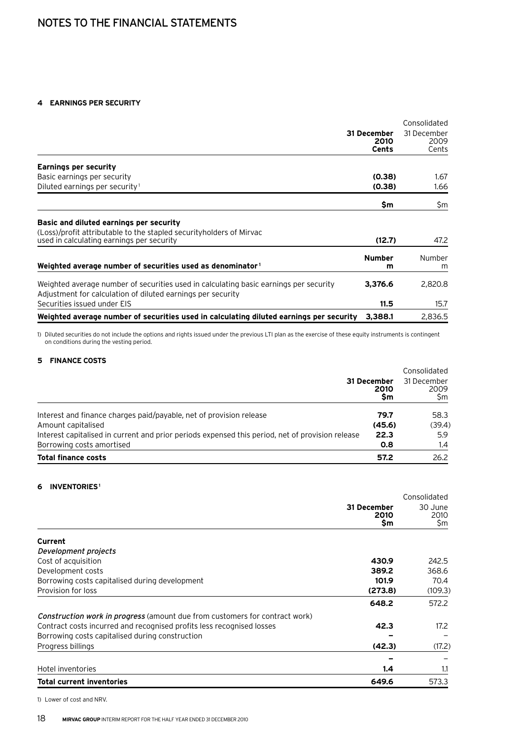# NOTES TO THE FINANCIAL STATEMENTS

### 4 EARNINGS PER SECURITY

| | | Consolidated |
|---|---|---|
| | **31 December 2010 Cents** | 31 December 2009 Cents |
| **Earnings per security** | | |
| Basic earnings per security | **(0.38)** | 1.67 |
| Diluted earnings per security[1] | **(0.38)** | 1.66 |
| | **$m** | $m |
| **Basic and diluted earnings per security** | | |
| (Loss)/profit attributable to the stapled securityholders of Mirvac used in calculating earnings per security | **(12.7)** | 47.2 |
| **Weighted average number of securities used as denominator[1]** | **Number m** | Number m |
| Weighted average number of securities used in calculating basic earnings per security | **3,376.6** | 2,820.8 |
| Adjustment for calculation of diluted earnings per security | | |
| Securities issued under EIS | **11.5** | 15.7 |
| **Weighted average number of securities used in calculating diluted earnings per security** | **3,388.1** | 2,836.5 |

1) Diluted securities do not include the options and rights issued under the previous LTI plan as the exercise of these equity instruments is contingent on conditions during the vesting period.

### 5 FINANCE COSTS

| | | Consolidated |
|---|---|---|
| | **31 December 2010 $m** | 31 December 2009 $m |
| Interest and finance charges paid/payable, net of provision release | **79.7** | 58.3 |
| Amount capitalised | **(45.6)** | (39.4) |
| Interest capitalised in current and prior periods expensed this period, net of provision release | **22.3** | 5.9 |
| Borrowing costs amortised | **0.8** | 1.4 |
| **Total finance costs** | **57.2** | 26.2 |

### 6 INVENTORIES[1]

| | | Consolidated |
|---|---|---|
| | **31 December 2010 $m** | 30 June 2010 $m |
| **Current** | | |
| *Development projects* | | |
| Cost of acquisition | **430.9** | 242.5 |
| Development costs | **389.2** | 368.6 |
| Borrowing costs capitalised during development | **101.9** | 70.4 |
| Provision for loss | **(273.8)** | (109.3) |
| | **648.2** | 572.2 |
| *Construction work in progress* (amount due from customers for contract work) | | |
| Contract costs incurred and recognised profits less recognised losses | **42.3** | 17.2 |
| Borrowing costs capitalised during construction | **–** | – |
| Progress billings | **(42.3)** | (17.2) |
| | **–** | – |
| Hotel inventories | **1.4** | 1.1 |
| **Total current inventories** | **649.6** | 573.3 |

1) Lower of cost and NRV.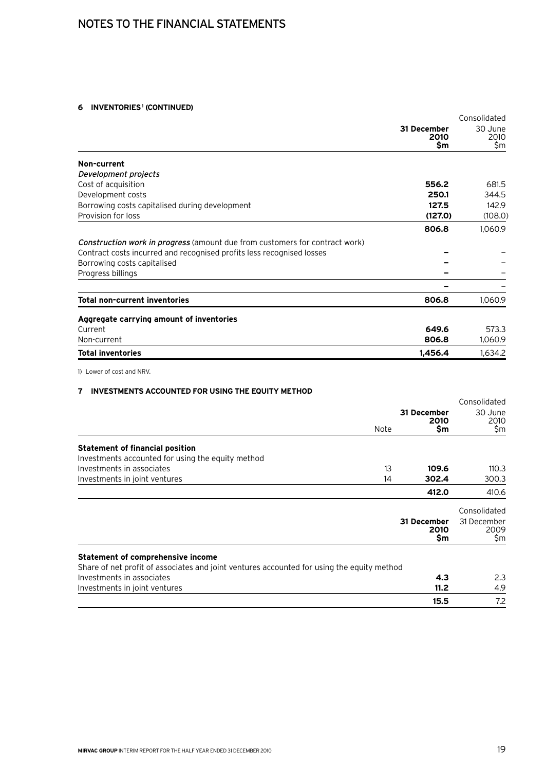# NOTES TO THE FINANCIAL STATEMENTS

### 6 INVENTORIES[1] (CONTINUED)

| | 31 December 2010 $m | Consolidated 30 June 2010 $m |
|---|---|---|
| **Non-current** | | |
| *Development projects* | | |
| Cost of acquisition | **556.2** | 681.5 |
| Development costs | **250.1** | 344.5 |
| Borrowing costs capitalised during development | **127.5** | 142.9 |
| Provision for loss | **(127.0)** | (108.0) |
| | **806.8** | 1,060.9 |
| *Construction work in progress* (amount due from customers for contract work) | | |
| Contract costs incurred and recognised profits less recognised losses | **–** | – |
| Borrowing costs capitalised | **–** | – |
| Progress billings | **–** | – |
| | **–** | – |
| **Total non-current inventories** | **806.8** | 1,060.9 |
| **Aggregate carrying amount of inventories** | | |
| Current | **649.6** | 573.3 |
| Non-current | **806.8** | 1,060.9 |
| **Total inventories** | **1,456.4** | 1,634.2 |

1) Lower of cost and NRV.

### 7 INVESTMENTS ACCOUNTED FOR USING THE EQUITY METHOD

| | Note | 31 December 2010 $m | Consolidated 30 June 2010 $m |
|---|---|---|---|
| **Statement of financial position** | | | |
| Investments accounted for using the equity method | | | |
| Investments in associates | 13 | **109.6** | 110.3 |
| Investments in joint ventures | 14 | **302.4** | 300.3 |
| | | **412.0** | 410.6 |

| | 31 December 2010 $m | Consolidated 31 December 2009 $m |
|---|---|---|
| **Statement of comprehensive income** | | |
| Share of net profit of associates and joint ventures accounted for using the equity method | | |
| Investments in associates | **4.3** | 2.3 |
| Investments in joint ventures | **11.2** | 4.9 |
| | **15.5** | 7.2 |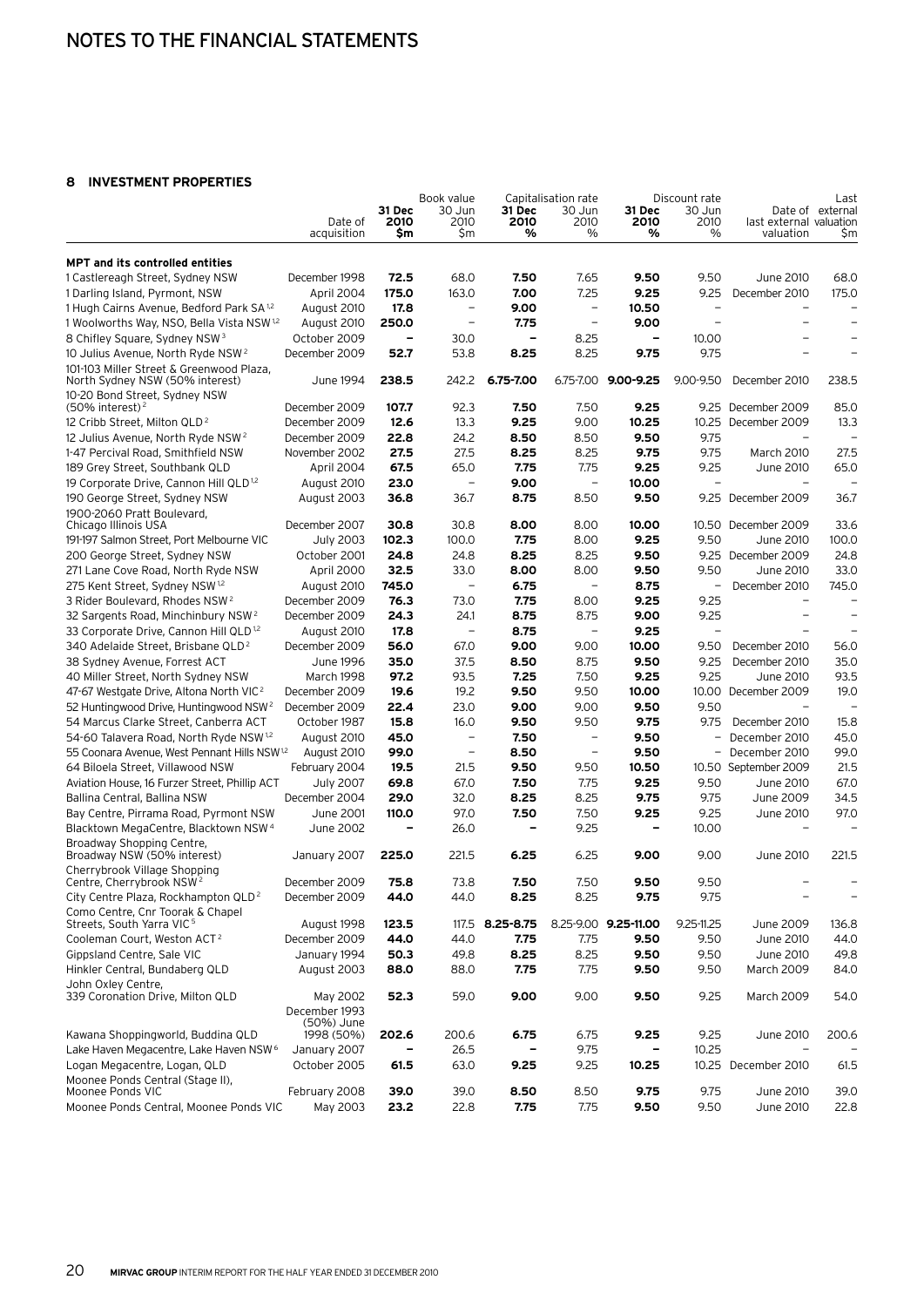# NOTES TO THE FINANCIAL STATEMENTS

## 8 INVESTMENT PROPERTIES

| | Date of acquisition | Book value 31 Dec 2010 $m | Book value 30 Jun 2010 $m | Capitalisation rate 31 Dec 2010 % | Capitalisation rate 30 Jun 2010 % | Discount rate 31 Dec 2010 % | Discount rate 30 Jun 2010 % | Date of last external valuation | Last external valuation $m |
|---|---|---|---|---|---|---|---|---|---|
| **MPT and its controlled entities** | | | | | | | | | |
| 1 Castlereagh Street, Sydney NSW | December 1998 | **72.5** | 68.0 | **7.50** | 7.65 | **9.50** | 9.50 | June 2010 | 68.0 |
| 1 Darling Island, Pyrmont, NSW | April 2004 | **175.0** | 163.0 | **7.00** | 7.25 | **9.25** | 9.25 | December 2010 | 175.0 |
| 1 Hugh Cairns Avenue, Bedford Park SA [1,2] | August 2010 | **17.8** | – | **9.00** | – | **10.50** | – | – | – |
| 1 Woolworths Way, NSO, Bella Vista NSW [1,2] | August 2010 | **250.0** | – | **7.75** | – | **9.00** | – | – | – |
| 8 Chifley Square, Sydney NSW [3] | October 2009 | **–** | 30.0 | **–** | 8.25 | **–** | 10.00 | – | – |
| 10 Julius Avenue, North Ryde NSW [2] | December 2009 | **52.7** | 53.8 | **8.25** | 8.25 | **9.75** | 9.75 | – | – |
| 101-103 Miller Street & Greenwood Plaza, North Sydney NSW (50% interest) | June 1994 | **238.5** | 242.2 | **6.75-7.00** | 6.75-7.00 | **9.00-9.25** | 9.00-9.50 | December 2010 | 238.5 |
| 10-20 Bond Street, Sydney NSW (50% interest) [2] | December 2009 | **107.7** | 92.3 | **7.50** | 7.50 | **9.25** | 9.25 | December 2009 | 85.0 |
| 12 Cribb Street, Milton QLD [2] | December 2009 | **12.6** | 13.3 | **9.25** | 9.00 | **10.25** | 10.25 | December 2009 | 13.3 |
| 12 Julius Avenue, North Ryde NSW [2] | December 2009 | **22.8** | 24.2 | **8.50** | 8.50 | **9.50** | 9.75 | – | – |
| 1-47 Percival Road, Smithfield NSW | November 2002 | **27.5** | 27.5 | **8.25** | 8.25 | **9.75** | 9.75 | March 2010 | 27.5 |
| 189 Grey Street, Southbank QLD | April 2004 | **67.5** | 65.0 | **7.75** | 7.75 | **9.25** | 9.25 | June 2010 | 65.0 |
| 19 Corporate Drive, Cannon Hill QLD [1,2] | August 2010 | **23.0** | – | **9.00** | – | **10.00** | – | – | – |
| 190 George Street, Sydney NSW | August 2003 | **36.8** | 36.7 | **8.75** | 8.50 | **9.50** | 9.25 | December 2009 | 36.7 |
| 1900-2060 Pratt Boulevard, Chicago Illinois USA | December 2007 | **30.8** | 30.8 | **8.00** | 8.00 | **10.00** | 10.50 | December 2009 | 33.6 |
| 191-197 Salmon Street, Port Melbourne VIC | July 2003 | **102.3** | 100.0 | **7.75** | 8.00 | **9.25** | 9.50 | June 2010 | 100.0 |
| 200 George Street, Sydney NSW | October 2001 | **24.8** | 24.8 | **8.25** | 8.25 | **9.50** | 9.25 | December 2009 | 24.8 |
| 271 Lane Cove Road, North Ryde NSW | April 2000 | **32.5** | 33.0 | **8.00** | 8.00 | **9.50** | 9.50 | June 2010 | 33.0 |
| 275 Kent Street, Sydney NSW [1,2] | August 2010 | **745.0** | – | **6.75** | – | **8.75** | – | December 2010 | 745.0 |
| 3 Rider Boulevard, Rhodes NSW [2] | December 2009 | **76.3** | 73.0 | **7.75** | 8.00 | **9.25** | 9.25 | – | – |
| 32 Sargents Road, Minchinbury NSW [2] | December 2009 | **24.3** | 24.1 | **8.75** | 8.75 | **9.00** | 9.25 | – | – |
| 33 Corporate Drive, Cannon Hill QLD [1,2] | August 2010 | **17.8** | – | **8.75** | – | **9.25** | – | – | – |
| 340 Adelaide Street, Brisbane QLD [2] | December 2009 | **56.0** | 67.0 | **9.00** | 9.00 | **10.00** | 9.50 | December 2010 | 56.0 |
| 38 Sydney Avenue, Forrest ACT | June 1996 | **35.0** | 37.5 | **8.50** | 8.75 | **9.50** | 9.25 | December 2010 | 35.0 |
| 40 Miller Street, North Sydney NSW | March 1998 | **97.2** | 93.5 | **7.25** | 7.50 | **9.25** | 9.25 | June 2010 | 93.5 |
| 47-67 Westgate Drive, Altona North VIC [2] | December 2009 | **19.6** | 19.2 | **9.50** | 9.50 | **10.00** | 10.00 | December 2009 | 19.0 |
| 52 Huntingwood Drive, Huntingwood NSW [2] | December 2009 | **22.4** | 23.0 | **9.00** | 9.00 | **9.50** | 9.50 | – | – |
| 54 Marcus Clarke Street, Canberra ACT | October 1987 | **15.8** | 16.0 | **9.50** | 9.50 | **9.75** | 9.75 | December 2010 | 15.8 |
| 54-60 Talavera Road, North Ryde NSW [1,2] | August 2010 | **45.0** | – | **7.50** | – | **9.50** | – | December 2010 | 45.0 |
| 55 Coonara Avenue, West Pennant Hills NSW [1,2] | August 2010 | **99.0** | – | **8.50** | – | **9.50** | – | December 2010 | 99.0 |
| 64 Biloela Street, Villawood NSW | February 2004 | **19.5** | 21.5 | **9.50** | 9.50 | **10.50** | 10.50 | September 2009 | 21.5 |
| Aviation House, 16 Furzer Street, Phillip ACT | July 2007 | **69.8** | 67.0 | **7.50** | 7.75 | **9.25** | 9.50 | June 2010 | 67.0 |
| Ballina Central, Ballina NSW | December 2004 | **29.0** | 32.0 | **8.25** | 8.25 | **9.75** | 9.75 | June 2009 | 34.5 |
| Bay Centre, Pirrama Road, Pyrmont NSW | June 2001 | **110.0** | 97.0 | **7.50** | 7.50 | **9.25** | 9.25 | June 2010 | 97.0 |
| Blacktown MegaCentre, Blacktown NSW [4] | June 2002 | **–** | 26.0 | **–** | 9.25 | **–** | 10.00 | – | – |
| Broadway Shopping Centre, Broadway NSW (50% interest) | January 2007 | **225.0** | 221.5 | **6.25** | 6.25 | **9.00** | 9.00 | June 2010 | 221.5 |
| Cherrybrook Village Shopping Centre, Cherrybrook NSW [2] | December 2009 | **75.8** | 73.8 | **7.50** | 7.50 | **9.50** | 9.50 | – | – |
| City Centre Plaza, Rockhampton QLD [2] | December 2009 | **44.0** | 44.0 | **8.25** | 8.25 | **9.75** | 9.75 | – | – |
| Como Centre, Cnr Toorak & Chapel Streets, South Yarra VIC [5] | August 1998 | **123.5** | 117.5 | **8.25-8.75** | 8.25-9.00 | **9.25-11.00** | 9.25-11.25 | June 2009 | 136.8 |
| Cooleman Court, Weston ACT [2] | December 2009 | **44.0** | 44.0 | **7.75** | 7.75 | **9.50** | 9.50 | June 2010 | 44.0 |
| Gippsland Centre, Sale VIC | January 1994 | **50.3** | 49.8 | **8.25** | 8.25 | **9.50** | 9.50 | June 2010 | 49.8 |
| Hinkler Central, Bundaberg QLD | August 2003 | **88.0** | 88.0 | **7.75** | 7.75 | **9.50** | 9.50 | March 2009 | 84.0 |
| John Oxley Centre, 339 Coronation Drive, Milton QLD | May 2002 | **52.3** | 59.0 | **9.00** | 9.00 | **9.50** | 9.25 | March 2009 | 54.0 |
| Kawana Shoppingworld, Buddina QLD | December 1993 (50%) June 1998 (50%) | **202.6** | 200.6 | **6.75** | 6.75 | **9.25** | 9.25 | June 2010 | 200.6 |
| Lake Haven Megacentre, Lake Haven NSW [6] | January 2007 | **–** | 26.5 | **–** | 9.75 | **–** | 10.25 | – | – |
| Logan Megacentre, Logan, QLD | October 2005 | **61.5** | 63.0 | **9.25** | 9.25 | **10.25** | 10.25 | December 2010 | 61.5 |
| Moonee Ponds Central (Stage II), Moonee Ponds VIC | February 2008 | **39.0** | 39.0 | **8.50** | 8.50 | **9.75** | 9.75 | June 2010 | 39.0 |
| Moonee Ponds Central, Moonee Ponds VIC | May 2003 | **23.2** | 22.8 | **7.75** | 7.75 | **9.50** | 9.50 | June 2010 | 22.8 |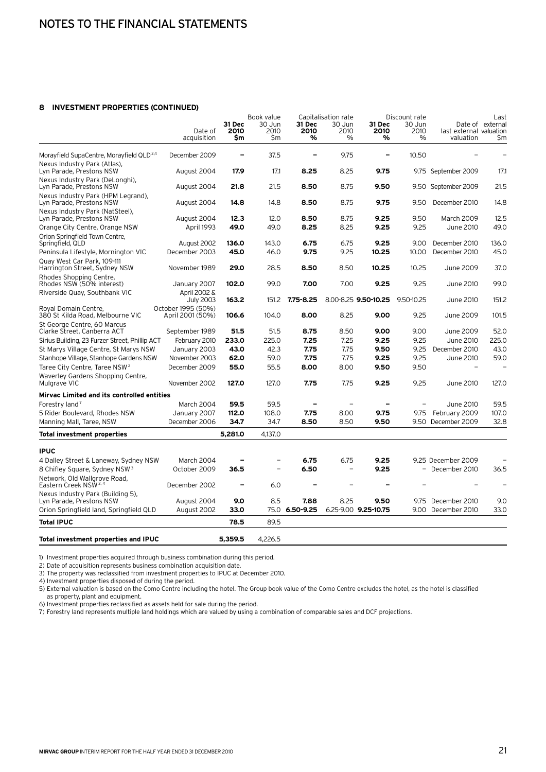# NOTES TO THE FINANCIAL STATEMENTS

### 8 INVESTMENT PROPERTIES (CONTINUED)

| | Date of acquisition | Book value 31 Dec 2010 $m | Book value 30 Jun 2010 $m | Capitalisation rate 31 Dec 2010 % | Capitalisation rate 30 Jun 2010 % | Discount rate 31 Dec 2010 % | Discount rate 30 Jun 2010 % | Date of last external valuation | Last external valuation $m |
|---|---|---|---|---|---|---|---|---|---|
| Morayfield SupaCentre, Morayfield QLD[2,4] | December 2009 | **–** | 37.5 | **–** | 9.75 | **–** | 10.50 | – | – |
| Nexus Industry Park (Atlas), Lyn Parade, Prestons NSW | August 2004 | **17.9** | 17.1 | **8.25** | 8.25 | **9.75** | 9.75 | September 2009 | 17.1 |
| Nexus Industry Park (DeLonghi), Lyn Parade, Prestons NSW | August 2004 | **21.8** | 21.5 | **8.50** | 8.75 | **9.50** | 9.50 | September 2009 | 21.5 |
| Nexus Industry Park (HPM Legrand), Lyn Parade, Prestons NSW | August 2004 | **14.8** | 14.8 | **8.50** | 8.75 | **9.75** | 9.50 | December 2010 | 14.8 |
| Nexus Industry Park (NatSteel), Lyn Parade, Prestons NSW | August 2004 | **12.3** | 12.0 | **8.50** | 8.75 | **9.25** | 9.50 | March 2009 | 12.5 |
| Orange City Centre, Orange NSW | April 1993 | **49.0** | 49.0 | **8.25** | 8.25 | **9.25** | 9.25 | June 2010 | 49.0 |
| Orion Springfield Town Centre, Springfield, QLD | August 2002 | **136.0** | 143.0 | **6.75** | 6.75 | **9.25** | 9.00 | December 2010 | 136.0 |
| Peninsula Lifestyle, Mornington VIC | December 2003 | **45.0** | 46.0 | **9.75** | 9.25 | **10.25** | 10.00 | December 2010 | 45.0 |
| Quay West Car Park, 109-111 Harrington Street, Sydney NSW | November 1989 | **29.0** | 28.5 | **8.50** | 8.50 | **10.25** | 10.25 | June 2009 | 37.0 |
| Rhodes Shopping Centre, Rhodes NSW (50% interest) | January 2007 | **102.0** | 99.0 | **7.00** | 7.00 | **9.25** | 9.25 | June 2010 | 99.0 |
| Riverside Quay, Southbank VIC | April 2002 & July 2003 | **163.2** | 151.2 | **7.75-8.25** | 8.00-8.25 | **9.50-10.25** | 9.50-10.25 | June 2010 | 151.2 |
| Royal Domain Centre, 380 St Kilda Road, Melbourne VIC | October 1995 (50%) April 2001 (50%) | **106.6** | 104.0 | **8.00** | 8.25 | **9.00** | 9.25 | June 2009 | 101.5 |
| St George Centre, 60 Marcus Clarke Street, Canberra ACT | September 1989 | **51.5** | 51.5 | **8.75** | 8.50 | **9.00** | 9.00 | June 2009 | 52.0 |
| Sirius Building, 23 Furzer Street, Phillip ACT | February 2010 | **233.0** | 225.0 | **7.25** | 7.25 | **9.25** | 9.25 | June 2010 | 225.0 |
| St Marys Village Centre, St Marys NSW | January 2003 | **43.0** | 42.3 | **7.75** | 7.75 | **9.50** | 9.25 | December 2010 | 43.0 |
| Stanhope Village, Stanhope Gardens NSW | November 2003 | **62.0** | 59.0 | **7.75** | 7.75 | **9.25** | 9.25 | June 2010 | 59.0 |
| Taree City Centre, Taree NSW[2] | December 2009 | **55.0** | 55.5 | **8.00** | 8.00 | **9.50** | 9.50 | – | – |
| Waverley Gardens Shopping Centre, Mulgrave VIC | November 2002 | **127.0** | 127.0 | **7.75** | 7.75 | **9.25** | 9.25 | June 2010 | 127.0 |
| **Mirvac Limited and its controlled entities** | | | | | | | | | |
| Forestry land[7] | March 2004 | **59.5** | 59.5 | **–** | – | **–** | – | June 2010 | 59.5 |
| 5 Rider Boulevard, Rhodes NSW | January 2007 | **112.0** | 108.0 | **7.75** | 8.00 | **9.75** | 9.75 | February 2009 | 107.0 |
| Manning Mall, Taree, NSW | December 2006 | **34.7** | 34.7 | **8.50** | 8.50 | **9.50** | 9.50 | December 2009 | 32.8 |
| **Total investment properties** | | **5,281.0** | 4,137.0 | | | | | | |
| **IPUC** | | | | | | | | | |
| 4 Dalley Street & Laneway, Sydney NSW | March 2004 | **–** | – | **6.75** | 6.75 | **9.25** | 9.25 | December 2009 | – |
| 8 Chifley Square, Sydney NSW[3] | October 2009 | **36.5** | – | **6.50** | – | **9.25** | – | December 2010 | 36.5 |
| Network, Old Wallgrove Road, Eastern Creek NSW[2,4] | December 2002 | **–** | 6.0 | **–** | – | **–** | – | – | – |
| Nexus Industry Park (Building 5), Lyn Parade, Prestons NSW | August 2004 | **9.0** | 8.5 | **7.88** | 8.25 | **9.50** | 9.75 | December 2010 | 9.0 |
| Orion Springfield land, Springfield QLD | August 2002 | **33.0** | 75.0 | **6.50-9.25** | 6.25-9.00 | **9.25-10.75** | 9.00 | December 2010 | 33.0 |
| **Total IPUC** | | **78.5** | 89.5 | | | | | | |
| **Total investment properties and IPUC** | | **5,359.5** | 4,226.5 | | | | | | |

1) Investment properties acquired through business combination during this period.

2) Date of acquisition represents business combination acquisition date.

3) The property was reclassified from investment properties to IPUC at December 2010.

4) Investment properties disposed of during the period.

5) External valuation is based on the Como Centre including the hotel. The Group book value of the Como Centre excludes the hotel, as the hotel is classified as property, plant and equipment.

6) Investment properties reclassified as assets held for sale during the period.

7) Forestry land represents multiple land holdings which are valued by using a combination of comparable sales and DCF projections.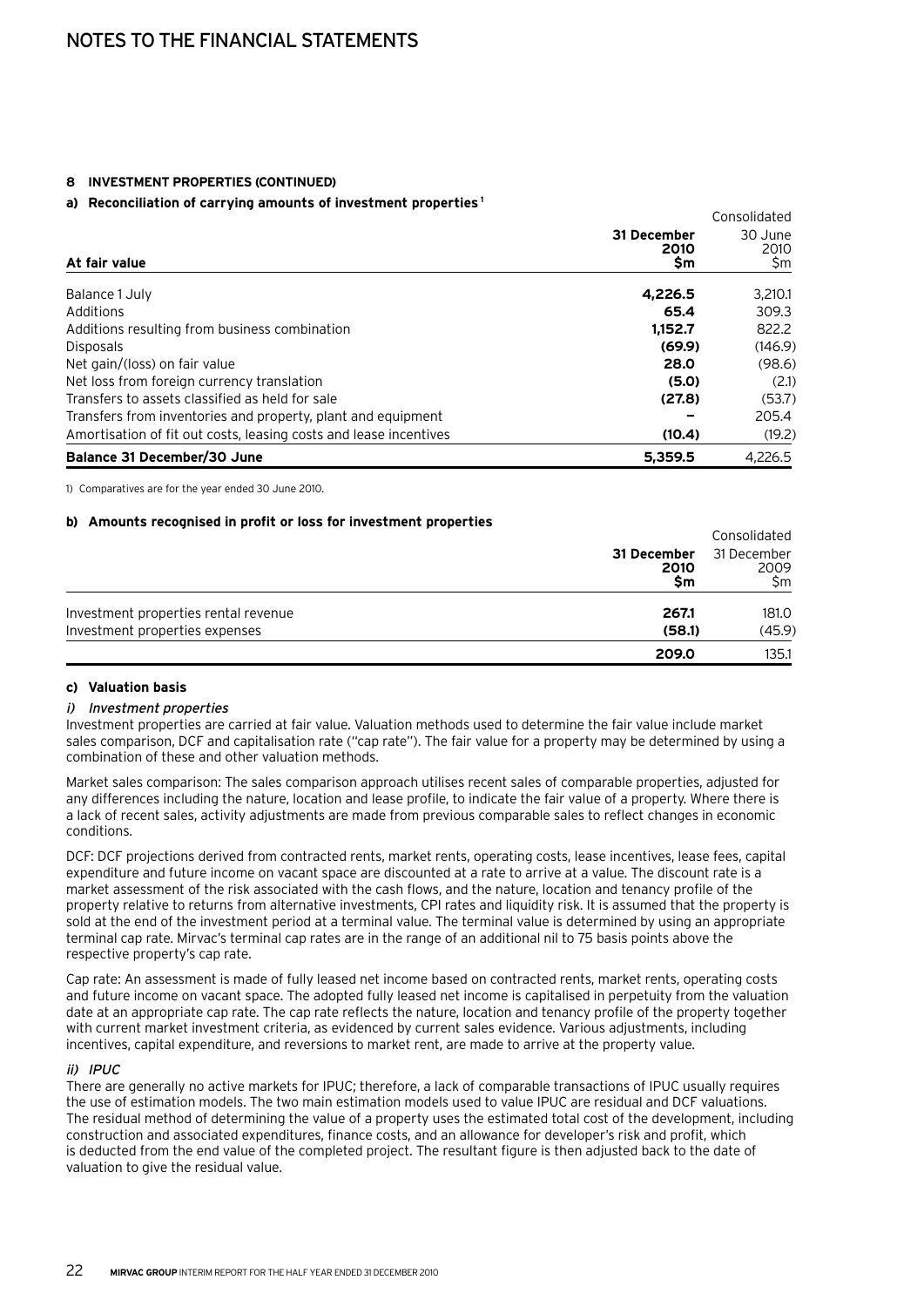# NOTES TO THE FINANCIAL STATEMENTS

## 8 INVESTMENT PROPERTIES (CONTINUED)

### a) Reconciliation of carrying amounts of investment properties[1]

| At fair value | Consolidated 31 December 2010 $m | Consolidated 30 June 2010 $m |
|---|---|---|
| Balance 1 July | **4,226.5** | 3,210.1 |
| Additions | **65.4** | 309.3 |
| Additions resulting from business combination | **1,152.7** | 822.2 |
| Disposals | **(69.9)** | (146.9) |
| Net gain/(loss) on fair value | **28.0** | (98.6) |
| Net loss from foreign currency translation | **(5.0)** | (2.1) |
| Transfers to assets classified as held for sale | **(27.8)** | (53.7) |
| Transfers from inventories and property, plant and equipment | **–** | 205.4 |
| Amortisation of fit out costs, leasing costs and lease incentives | **(10.4)** | (19.2) |
| **Balance 31 December/30 June** | **5,359.5** | 4,226.5 |

1) Comparatives are for the year ended 30 June 2010.

### b) Amounts recognised in profit or loss for investment properties

| | Consolidated 31 December 2010 $m | Consolidated 31 December 2009 $m |
|---|---|---|
| Investment properties rental revenue | **267.1** | 181.0 |
| Investment properties expenses | **(58.1)** | (45.9) |
| | **209.0** | 135.1 |

### c) Valuation basis

#### *i) Investment properties*

Investment properties are carried at fair value. Valuation methods used to determine the fair value include market sales comparison, DCF and capitalisation rate ("cap rate"). The fair value for a property may be determined by using a combination of these and other valuation methods.

Market sales comparison: The sales comparison approach utilises recent sales of comparable properties, adjusted for any differences including the nature, location and lease profile, to indicate the fair value of a property. Where there is a lack of recent sales, activity adjustments are made from previous comparable sales to reflect changes in economic conditions.

DCF: DCF projections derived from contracted rents, market rents, operating costs, lease incentives, lease fees, capital expenditure and future income on vacant space are discounted at a rate to arrive at a value. The discount rate is a market assessment of the risk associated with the cash flows, and the nature, location and tenancy profile of the property relative to returns from alternative investments, CPI rates and liquidity risk. It is assumed that the property is sold at the end of the investment period at a terminal value. The terminal value is determined by using an appropriate terminal cap rate. Mirvac's terminal cap rates are in the range of an additional nil to 75 basis points above the respective property's cap rate.

Cap rate: An assessment is made of fully leased net income based on contracted rents, market rents, operating costs and future income on vacant space. The adopted fully leased net income is capitalised in perpetuity from the valuation date at an appropriate cap rate. The cap rate reflects the nature, location and tenancy profile of the property together with current market investment criteria, as evidenced by current sales evidence. Various adjustments, including incentives, capital expenditure, and reversions to market rent, are made to arrive at the property value.

#### *ii) IPUC*

There are generally no active markets for IPUC; therefore, a lack of comparable transactions of IPUC usually requires the use of estimation models. The two main estimation models used to value IPUC are residual and DCF valuations. The residual method of determining the value of a property uses the estimated total cost of the development, including construction and associated expenditures, finance costs, and an allowance for developer's risk and profit, which is deducted from the end value of the completed project. The resultant figure is then adjusted back to the date of valuation to give the residual value.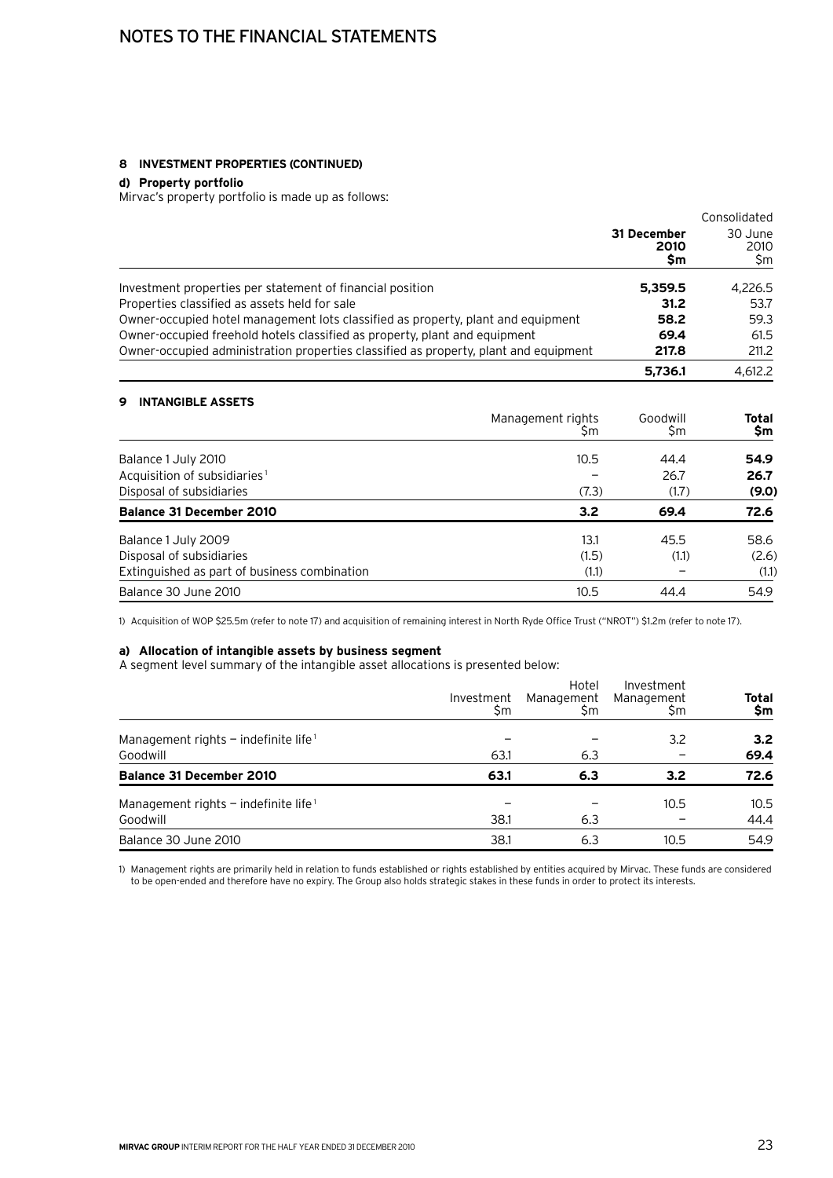# NOTES TO THE FINANCIAL STATEMENTS

### 8 INVESTMENT PROPERTIES (CONTINUED)

**d) Property portfolio**

Mirvac's property portfolio is made up as follows:

| | Consolidated | |
|---|---|---|
| | **31 December 2010 $m** | 30 June 2010 $m |
| Investment properties per statement of financial position | **5,359.5** | 4,226.5 |
| Properties classified as assets held for sale | **31.2** | 53.7 |
| Owner-occupied hotel management lots classified as property, plant and equipment | **58.2** | 59.3 |
| Owner-occupied freehold hotels classified as property, plant and equipment | **69.4** | 61.5 |
| Owner-occupied administration properties classified as property, plant and equipment | **217.8** | 211.2 |
| | **5,736.1** | 4,612.2 |

### 9 INTANGIBLE ASSETS

| | Management rights $m | Goodwill $m | **Total $m** |
|---|---|---|---|
| Balance 1 July 2010 | 10.5 | 44.4 | **54.9** |
| Acquisition of subsidiaries[1] | – | 26.7 | **26.7** |
| Disposal of subsidiaries | (7.3) | (1.7) | **(9.0)** |
| **Balance 31 December 2010** | **3.2** | **69.4** | **72.6** |
| Balance 1 July 2009 | 13.1 | 45.5 | 58.6 |
| Disposal of subsidiaries | (1.5) | (1.1) | (2.6) |
| Extinguished as part of business combination | (1.1) | – | (1.1) |
| Balance 30 June 2010 | 10.5 | 44.4 | 54.9 |

1) Acquisition of WOP $25.5m (refer to note 17) and acquisition of remaining interest in North Ryde Office Trust ("NROT") $1.2m (refer to note 17).

**a) Allocation of intangible assets by business segment**

A segment level summary of the intangible asset allocations is presented below:

| | Investment $m | Hotel Management $m | Investment Management $m | **Total $m** |
|---|---|---|---|---|
| Management rights – indefinite life[1] | – | – | 3.2 | **3.2** |
| Goodwill | 63.1 | 6.3 | – | **69.4** |
| **Balance 31 December 2010** | **63.1** | **6.3** | **3.2** | **72.6** |
| Management rights – indefinite life[1] | – | – | 10.5 | 10.5 |
| Goodwill | 38.1 | 6.3 | – | 44.4 |
| Balance 30 June 2010 | 38.1 | 6.3 | 10.5 | 54.9 |

1) Management rights are primarily held in relation to funds established or rights established by entities acquired by Mirvac. These funds are considered to be open-ended and therefore have no expiry. The Group also holds strategic stakes in these funds in order to protect its interests.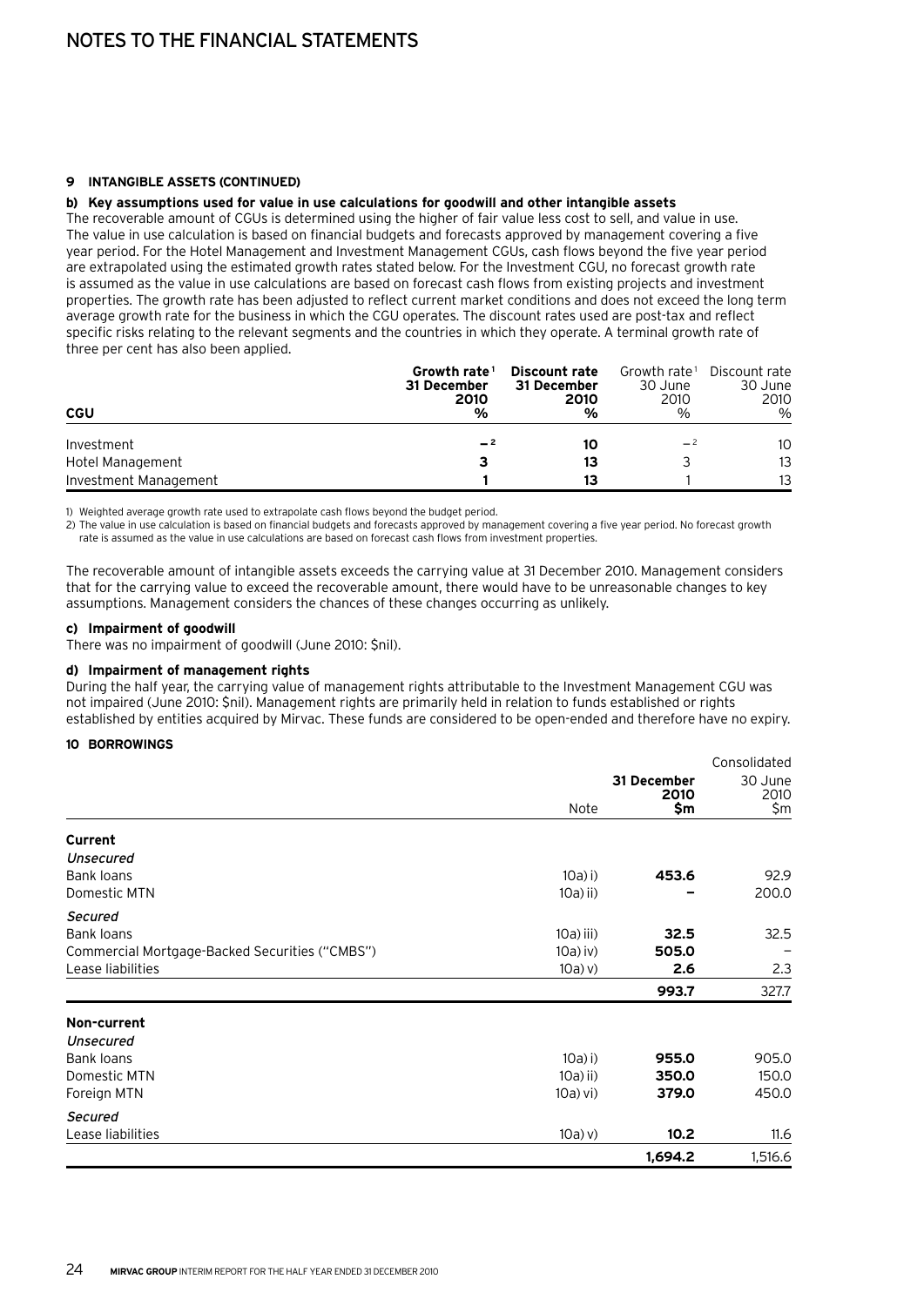## 9 INTANGIBLE ASSETS (CONTINUED)

### b) Key assumptions used for value in use calculations for goodwill and other intangible assets

The recoverable amount of CGUs is determined using the higher of fair value less cost to sell, and value in use. The value in use calculation is based on financial budgets and forecasts approved by management covering a five year period. For the Hotel Management and Investment Management CGUs, cash flows beyond the five year period are extrapolated using the estimated growth rates stated below. For the Investment CGU, no forecast growth rate is assumed as the value in use calculations are based on forecast cash flows from existing projects and investment properties. The growth rate has been adjusted to reflect current market conditions and does not exceed the long term average growth rate for the business in which the CGU operates. The discount rates used are post-tax and reflect specific risks relating to the relevant segments and the countries in which they operate. A terminal growth rate of three per cent has also been applied.

| CGU | Growth rate[1] 31 December 2010 % | Discount rate 31 December 2010 % | Growth rate[1] 30 June 2010 % | Discount rate 30 June 2010 % |
|---|---|---|---|---|
| Investment | –[2] | 10 | –[2] | 10 |
| Hotel Management | 3 | 13 | 3 | 13 |
| Investment Management | 1 | 13 | 1 | 13 |

1) Weighted average growth rate used to extrapolate cash flows beyond the budget period.
2) The value in use calculation is based on financial budgets and forecasts approved by management covering a five year period. No forecast growth rate is assumed as the value in use calculations are based on forecast cash flows from investment properties.

The recoverable amount of intangible assets exceeds the carrying value at 31 December 2010. Management considers that for the carrying value to exceed the recoverable amount, there would have to be unreasonable changes to key assumptions. Management considers the chances of these changes occurring as unlikely.

### c) Impairment of goodwill

There was no impairment of goodwill (June 2010: $nil).

### d) Impairment of management rights

During the half year, the carrying value of management rights attributable to the Investment Management CGU was not impaired (June 2010: $nil). Management rights are primarily held in relation to funds established or rights established by entities acquired by Mirvac. These funds are considered to be open-ended and therefore have no expiry.

## 10 BORROWINGS

| | Note | Consolidated 31 December 2010 $m | 30 June 2010 $m |
|---|---|---|---|
| **Current** | | | |
| *Unsecured* | | | |
| Bank loans | 10a) i) | **453.6** | 92.9 |
| Domestic MTN | 10a) ii) | **–** | 200.0 |
| *Secured* | | | |
| Bank loans | 10a) iii) | **32.5** | 32.5 |
| Commercial Mortgage-Backed Securities ("CMBS") | 10a) iv) | **505.0** | – |
| Lease liabilities | 10a) v) | **2.6** | 2.3 |
| | | **993.7** | 327.7 |
| **Non-current** | | | |
| *Unsecured* | | | |
| Bank loans | 10a) i) | **955.0** | 905.0 |
| Domestic MTN | 10a) ii) | **350.0** | 150.0 |
| Foreign MTN | 10a) vi) | **379.0** | 450.0 |
| *Secured* | | | |
| Lease liabilities | 10a) v) | **10.2** | 11.6 |
| | | **1,694.2** | 1,516.6 |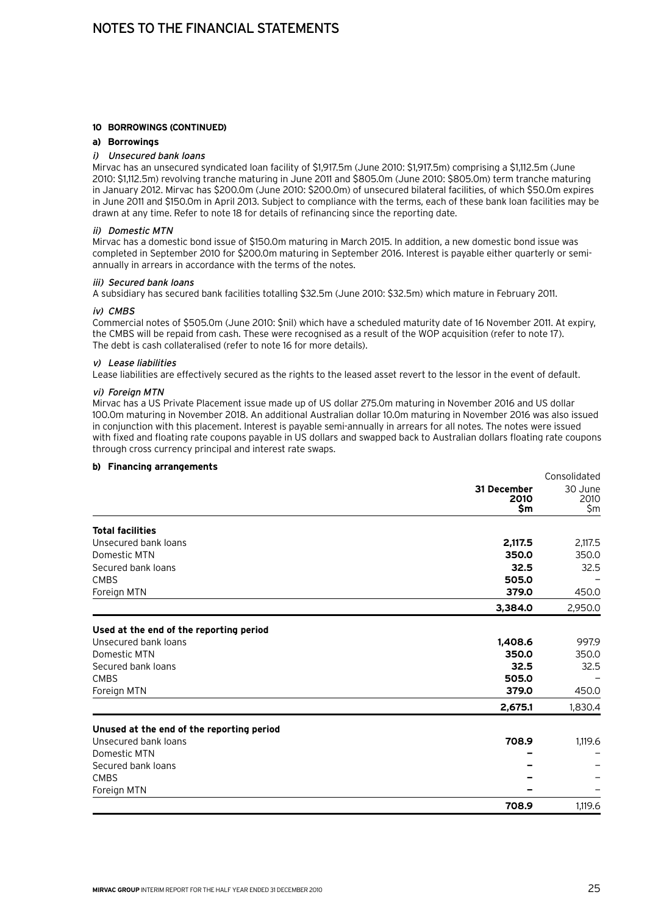#### 10 BORROWINGS (CONTINUED)

**a) Borrowings**

*i) Unsecured bank loans*

Mirvac has an unsecured syndicated loan facility of $1,917.5m (June 2010: $1,917.5m) comprising a $1,112.5m (June 2010: $1,112.5m) revolving tranche maturing in June 2011 and $805.0m (June 2010: $805.0m) term tranche maturing in January 2012. Mirvac has $200.0m (June 2010: $200.0m) of unsecured bilateral facilities, of which $50.0m expires in June 2011 and $150.0m in April 2013. Subject to compliance with the terms, each of these bank loan facilities may be drawn at any time. Refer to note 18 for details of refinancing since the reporting date.

*ii) Domestic MTN*

Mirvac has a domestic bond issue of $150.0m maturing in March 2015. In addition, a new domestic bond issue was completed in September 2010 for $200.0m maturing in September 2016. Interest is payable either quarterly or semi-annually in arrears in accordance with the terms of the notes.

*iii) Secured bank loans*

A subsidiary has secured bank facilities totalling $32.5m (June 2010: $32.5m) which mature in February 2011.

*iv) CMBS*

Commercial notes of $505.0m (June 2010: $nil) which have a scheduled maturity date of 16 November 2011. At expiry, the CMBS will be repaid from cash. These were recognised as a result of the WOP acquisition (refer to note 17). The debt is cash collateralised (refer to note 16 for more details).

*v) Lease liabilities*

Lease liabilities are effectively secured as the rights to the leased asset revert to the lessor in the event of default.

*vi) Foreign MTN*

Mirvac has a US Private Placement issue made up of US dollar 275.0m maturing in November 2016 and US dollar 100.0m maturing in November 2018. An additional Australian dollar 10.0m maturing in November 2016 was also issued in conjunction with this placement. Interest is payable semi-annually in arrears for all notes. The notes were issued with fixed and floating rate coupons payable in US dollars and swapped back to Australian dollars floating rate coupons through cross currency principal and interest rate swaps.

**b) Financing arrangements**

| | Consolidated | |
|---|---|---|
| | **31 December 2010 $m** | 30 June 2010 $m |
| **Total facilities** | | |
| Unsecured bank loans | **2,117.5** | 2,117.5 |
| Domestic MTN | **350.0** | 350.0 |
| Secured bank loans | **32.5** | 32.5 |
| CMBS | **505.0** | – |
| Foreign MTN | **379.0** | 450.0 |
| | **3,384.0** | 2,950.0 |
| **Used at the end of the reporting period** | | |
| Unsecured bank loans | **1,408.6** | 997.9 |
| Domestic MTN | **350.0** | 350.0 |
| Secured bank loans | **32.5** | 32.5 |
| CMBS | **505.0** | – |
| Foreign MTN | **379.0** | 450.0 |
| | **2,675.1** | 1,830.4 |
| **Unused at the end of the reporting period** | | |
| Unsecured bank loans | **708.9** | 1,119.6 |
| Domestic MTN | **–** | – |
| Secured bank loans | **–** | – |
| CMBS | **–** | – |
| Foreign MTN | **–** | – |
| | **708.9** | 1,119.6 |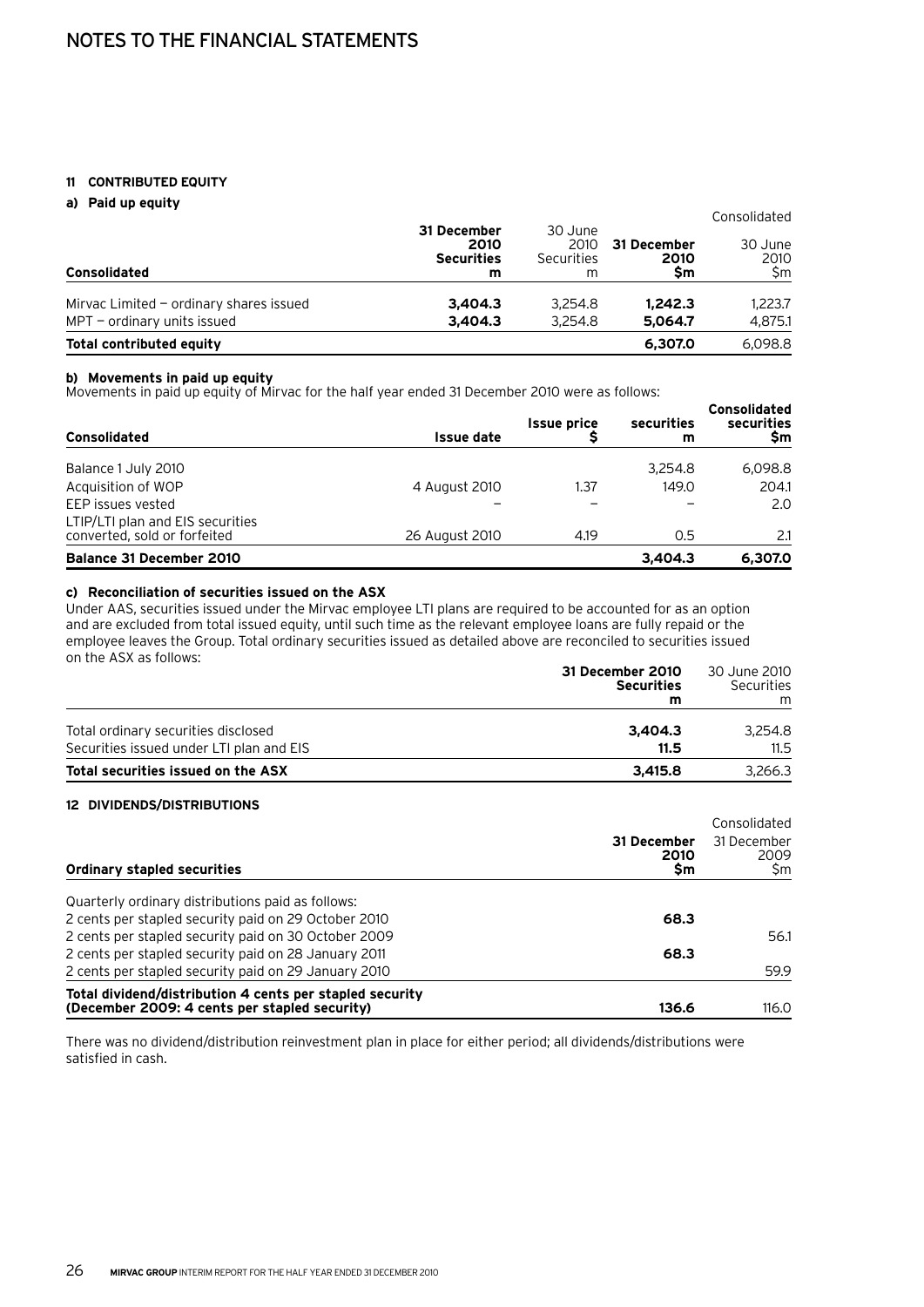# NOTES TO THE FINANCIAL STATEMENTS

## 11 CONTRIBUTED EQUITY

### a) Paid up equity

| Consolidated | 31 December 2010 Securities m | 30 June 2010 Securities m | 31 December 2010 $m | 30 June 2010 $m |
|---|---|---|---|---|
| | | | Consolidated | |
| Mirvac Limited — ordinary shares issued | **3,404.3** | 3,254.8 | **1,242.3** | 1,223.7 |
| MPT — ordinary units issued | **3,404.3** | 3,254.8 | **5,064.7** | 4,875.1 |
| **Total contributed equity** | | | **6,307.0** | 6,098.8 |

### b) Movements in paid up equity

Movements in paid up equity of Mirvac for the half year ended 31 December 2010 were as follows:

| Consolidated | Issue date | Issue price $ | securities m | Consolidated securities $m |
|---|---|---|---|---|
| Balance 1 July 2010 | | | 3,254.8 | 6,098.8 |
| Acquisition of WOP | 4 August 2010 | 1.37 | 149.0 | 204.1 |
| EEP issues vested | – | – | – | 2.0 |
| LTIP/LTI plan and EIS securities converted, sold or forfeited | 26 August 2010 | 4.19 | 0.5 | 2.1 |
| **Balance 31 December 2010** | | | **3,404.3** | **6,307.0** |

### c) Reconciliation of securities issued on the ASX

Under AAS, securities issued under the Mirvac employee LTI plans are required to be accounted for as an option and are excluded from total issued equity, until such time as the relevant employee loans are fully repaid or the employee leaves the Group. Total ordinary securities issued as detailed above are reconciled to securities issued on the ASX as follows:

| | 31 December 2010 Securities m | 30 June 2010 Securities m |
|---|---|---|
| Total ordinary securities disclosed | **3,404.3** | 3,254.8 |
| Securities issued under LTI plan and EIS | **11.5** | 11.5 |
| **Total securities issued on the ASX** | **3,415.8** | 3,266.3 |

## 12 DIVIDENDS/DISTRIBUTIONS

| Ordinary stapled securities | 31 December 2010 $m | 31 December 2009 $m |
|---|---|---|
| | | Consolidated |
| Quarterly ordinary distributions paid as follows: | | |
| 2 cents per stapled security paid on 29 October 2010 | **68.3** | |
| 2 cents per stapled security paid on 30 October 2009 | | 56.1 |
| 2 cents per stapled security paid on 28 January 2011 | **68.3** | |
| 2 cents per stapled security paid on 29 January 2010 | | 59.9 |
| **Total dividend/distribution 4 cents per stapled security (December 2009: 4 cents per stapled security)** | **136.6** | 116.0 |

There was no dividend/distribution reinvestment plan in place for either period; all dividends/distributions were satisfied in cash.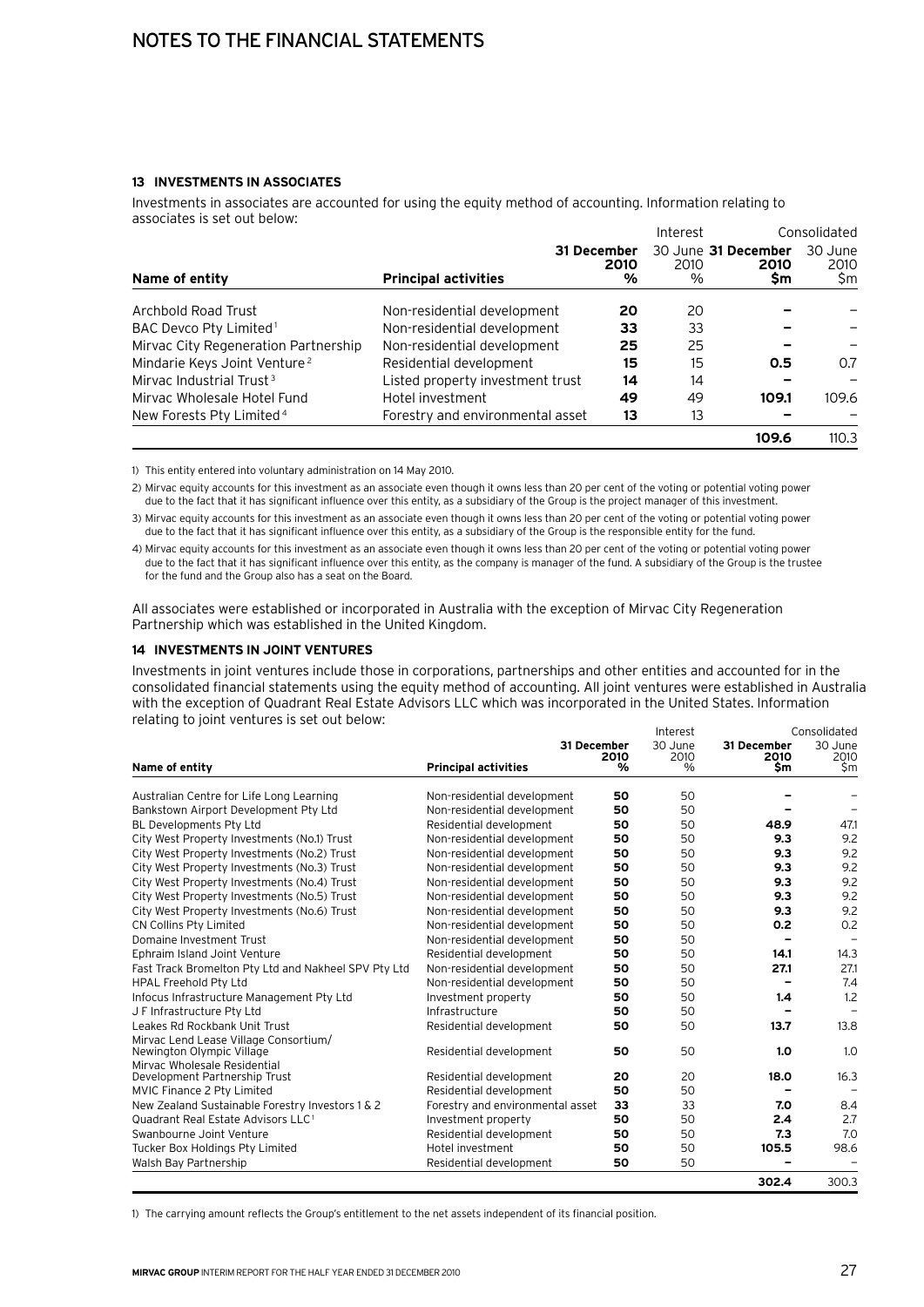## 13 INVESTMENTS IN ASSOCIATES

Investments in associates are accounted for using the equity method of accounting. Information relating to associates is set out below:

| | | Interest | | Consolidated | |
|---|---|---|---|---|---|
| **Name of entity** | **Principal activities** | **31 December 2010 %** | 30 June 2010 % | **31 December 2010 $m** | 30 June 2010 $m |
| Archbold Road Trust | Non-residential development | **20** | 20 | **–** | – |
| BAC Devco Pty Limited[1] | Non-residential development | **33** | 33 | **–** | – |
| Mirvac City Regeneration Partnership | Non-residential development | **25** | 25 | **–** | – |
| Mindarie Keys Joint Venture[2] | Residential development | **15** | 15 | **0.5** | 0.7 |
| Mirvac Industrial Trust[3] | Listed property investment trust | **14** | 14 | **–** | – |
| Mirvac Wholesale Hotel Fund | Hotel investment | **49** | 49 | **109.1** | 109.6 |
| New Forests Pty Limited[4] | Forestry and environmental asset | **13** | 13 | **–** | – |
| | | | | **109.6** | 110.3 |

1) This entity entered into voluntary administration on 14 May 2010.

2) Mirvac equity accounts for this investment as an associate even though it owns less than 20 per cent of the voting or potential voting power due to the fact that it has significant influence over this entity, as a subsidiary of the Group is the project manager of this investment.

3) Mirvac equity accounts for this investment as an associate even though it owns less than 20 per cent of the voting or potential voting power due to the fact that it has significant influence over this entity, as a subsidiary of the Group is the responsible entity for the fund.

4) Mirvac equity accounts for this investment as an associate even though it owns less than 20 per cent of the voting or potential voting power due to the fact that it has significant influence over this entity, as the company is manager of the fund. A subsidiary of the Group is the trustee for the fund and the Group also has a seat on the Board.

All associates were established or incorporated in Australia with the exception of Mirvac City Regeneration Partnership which was established in the United Kingdom.

## 14 INVESTMENTS IN JOINT VENTURES

Investments in joint ventures include those in corporations, partnerships and other entities and accounted for in the consolidated financial statements using the equity method of accounting. All joint ventures were established in Australia with the exception of Quadrant Real Estate Advisors LLC which was incorporated in the United States. Information relating to joint ventures is set out below:

| | | Interest | | Consolidated | |
|---|---|---|---|---|---|
| **Name of entity** | **Principal activities** | **31 December 2010 %** | 30 June 2010 % | **31 December 2010 $m** | 30 June 2010 $m |
| Australian Centre for Life Long Learning | Non-residential development | **50** | 50 | **–** | – |
| Bankstown Airport Development Pty Ltd | Non-residential development | **50** | 50 | **–** | – |
| BL Developments Pty Ltd | Residential development | **50** | 50 | **48.9** | 47.1 |
| City West Property Investments (No.1) Trust | Non-residential development | **50** | 50 | **9.3** | 9.2 |
| City West Property Investments (No.2) Trust | Non-residential development | **50** | 50 | **9.3** | 9.2 |
| City West Property Investments (No.3) Trust | Non-residential development | **50** | 50 | **9.3** | 9.2 |
| City West Property Investments (No.4) Trust | Non-residential development | **50** | 50 | **9.3** | 9.2 |
| City West Property Investments (No.5) Trust | Non-residential development | **50** | 50 | **9.3** | 9.2 |
| City West Property Investments (No.6) Trust | Non-residential development | **50** | 50 | **9.3** | 9.2 |
| CN Collins Pty Limited | Non-residential development | **50** | 50 | **0.2** | 0.2 |
| Domaine Investment Trust | Non-residential development | **50** | 50 | **–** | – |
| Ephraim Island Joint Venture | Residential development | **50** | 50 | **14.1** | 14.3 |
| Fast Track Bromelton Pty Ltd and Nakheel SPV Pty Ltd | Non-residential development | **50** | 50 | **27.1** | 27.1 |
| HPAL Freehold Pty Ltd | Non-residential development | **50** | 50 | **–** | 7.4 |
| Infocus Infrastructure Management Pty Ltd | Investment property | **50** | 50 | **1.4** | 1.2 |
| J F Infrastructure Pty Ltd | Infrastructure | **50** | 50 | **–** | – |
| Leakes Rd Rockbank Unit Trust | Residential development | **50** | 50 | **13.7** | 13.8 |
| Mirvac Lend Lease Village Consortium/ Newington Olympic Village | Residential development | **50** | 50 | **1.0** | 1.0 |
| Mirvac Wholesale Residential Development Partnership Trust | Residential development | **20** | 20 | **18.0** | 16.3 |
| MVIC Finance 2 Pty Limited | Residential development | **50** | 50 | **–** | – |
| New Zealand Sustainable Forestry Investors 1 & 2 | Forestry and environmental asset | **33** | 33 | **7.0** | 8.4 |
| Quadrant Real Estate Advisors LLC[1] | Investment property | **50** | 50 | **2.4** | 2.7 |
| Swanbourne Joint Venture | Residential development | **50** | 50 | **7.3** | 7.0 |
| Tucker Box Holdings Pty Limited | Hotel investment | **50** | 50 | **105.5** | 98.6 |
| Walsh Bay Partnership | Residential development | **50** | 50 | **–** | – |
| | | | | **302.4** | 300.3 |

1) The carrying amount reflects the Group's entitlement to the net assets independent of its financial position.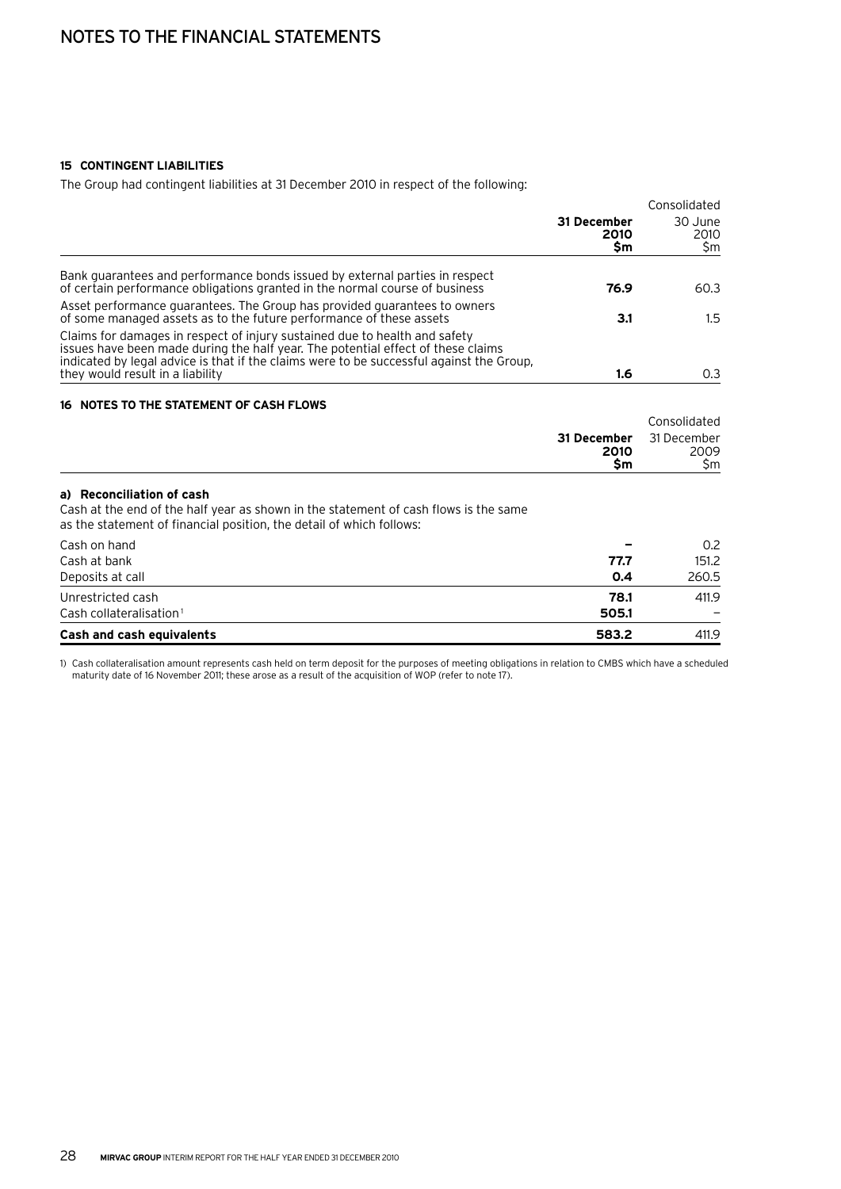# NOTES TO THE FINANCIAL STATEMENTS

## 15 CONTINGENT LIABILITIES

The Group had contingent liabilities at 31 December 2010 in respect of the following:

| | Consolidated | |
|---|---|---|
| | **31 December 2010 $m** | 30 June 2010 $m |
| Bank guarantees and performance bonds issued by external parties in respect of certain performance obligations granted in the normal course of business | **76.9** | 60.3 |
| Asset performance guarantees. The Group has provided guarantees to owners of some managed assets as to the future performance of these assets | **3.1** | 1.5 |
| Claims for damages in respect of injury sustained due to health and safety issues have been made during the half year. The potential effect of these claims indicated by legal advice is that if the claims were to be successful against the Group, they would result in a liability | **1.6** | 0.3 |

## 16 NOTES TO THE STATEMENT OF CASH FLOWS

| | Consolidated | |
|---|---|---|
| | **31 December 2010 $m** | 31 December 2009 $m |
| **a) Reconciliation of cash** | | |
| Cash at the end of the half year as shown in the statement of cash flows is the same as the statement of financial position, the detail of which follows: | | |
| Cash on hand | **–** | 0.2 |
| Cash at bank | **77.7** | 151.2 |
| Deposits at call | **0.4** | 260.5 |
| Unrestricted cash | **78.1** | 411.9 |
| Cash collateralisation[1] | **505.1** | – |
| **Cash and cash equivalents** | **583.2** | 411.9 |

1) Cash collateralisation amount represents cash held on term deposit for the purposes of meeting obligations in relation to CMBS which have a scheduled maturity date of 16 November 2011; these arose as a result of the acquisition of WOP (refer to note 17).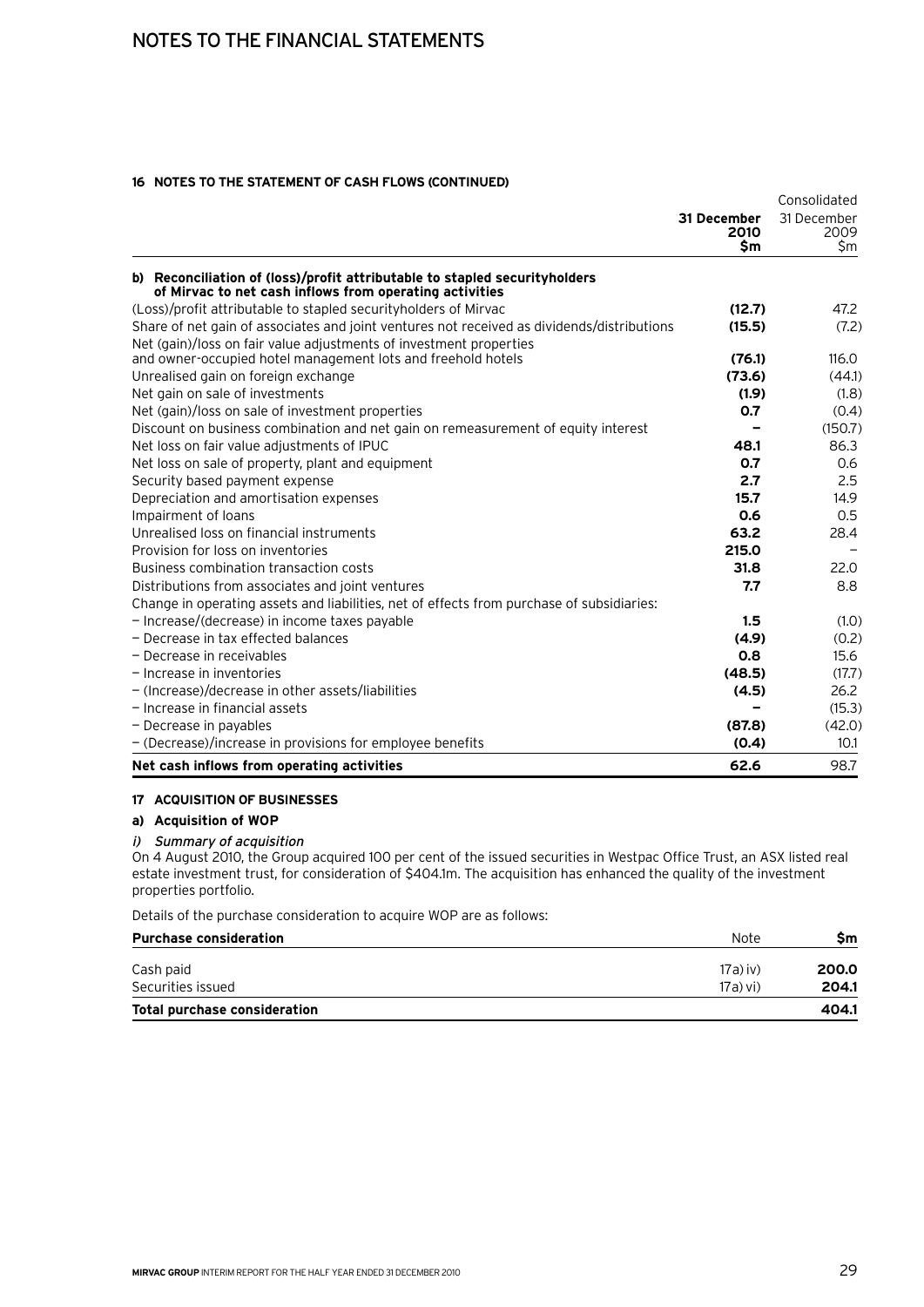# NOTES TO THE FINANCIAL STATEMENTS

## 16 NOTES TO THE STATEMENT OF CASH FLOWS (CONTINUED)

| | Consolidated | |
|---|---|---|
| | **31 December 2010 $m** | 31 December 2009 $m |
| **b) Reconciliation of (loss)/profit attributable to stapled securityholders of Mirvac to net cash inflows from operating activities** | | |
| (Loss)/profit attributable to stapled securityholders of Mirvac | **(12.7)** | 47.2 |
| Share of net gain of associates and joint ventures not received as dividends/distributions | **(15.5)** | (7.2) |
| Net (gain)/loss on fair value adjustments of investment properties and owner-occupied hotel management lots and freehold hotels | **(76.1)** | 116.0 |
| Unrealised gain on foreign exchange | **(73.6)** | (44.1) |
| Net gain on sale of investments | **(1.9)** | (1.8) |
| Net (gain)/loss on sale of investment properties | **0.7** | (0.4) |
| Discount on business combination and net gain on remeasurement of equity interest | **–** | (150.7) |
| Net loss on fair value adjustments of IPUC | **48.1** | 86.3 |
| Net loss on sale of property, plant and equipment | **0.7** | 0.6 |
| Security based payment expense | **2.7** | 2.5 |
| Depreciation and amortisation expenses | **15.7** | 14.9 |
| Impairment of loans | **0.6** | 0.5 |
| Unrealised loss on financial instruments | **63.2** | 28.4 |
| Provision for loss on inventories | **215.0** | – |
| Business combination transaction costs | **31.8** | 22.0 |
| Distributions from associates and joint ventures | **7.7** | 8.8 |
| Change in operating assets and liabilities, net of effects from purchase of subsidiaries: | | |
| – Increase/(decrease) in income taxes payable | **1.5** | (1.0) |
| – Decrease in tax effected balances | **(4.9)** | (0.2) |
| – Decrease in receivables | **0.8** | 15.6 |
| – Increase in inventories | **(48.5)** | (17.7) |
| – (Increase)/decrease in other assets/liabilities | **(4.5)** | 26.2 |
| – Increase in financial assets | **–** | (15.3) |
| – Decrease in payables | **(87.8)** | (42.0) |
| – (Decrease)/increase in provisions for employee benefits | **(0.4)** | 10.1 |
| **Net cash inflows from operating activities** | **62.6** | 98.7 |

## 17 ACQUISITION OF BUSINESSES

### a) Acquisition of WOP

*i) Summary of acquisition*

On 4 August 2010, the Group acquired 100 per cent of the issued securities in Westpac Office Trust, an ASX listed real estate investment trust, for consideration of $404.1m. The acquisition has enhanced the quality of the investment properties portfolio.

Details of the purchase consideration to acquire WOP are as follows:

| **Purchase consideration** | Note | **$m** |
|---|---|---|
| Cash paid | 17a) iv) | **200.0** |
| Securities issued | 17a) vi) | **204.1** |
| **Total purchase consideration** | | **404.1** |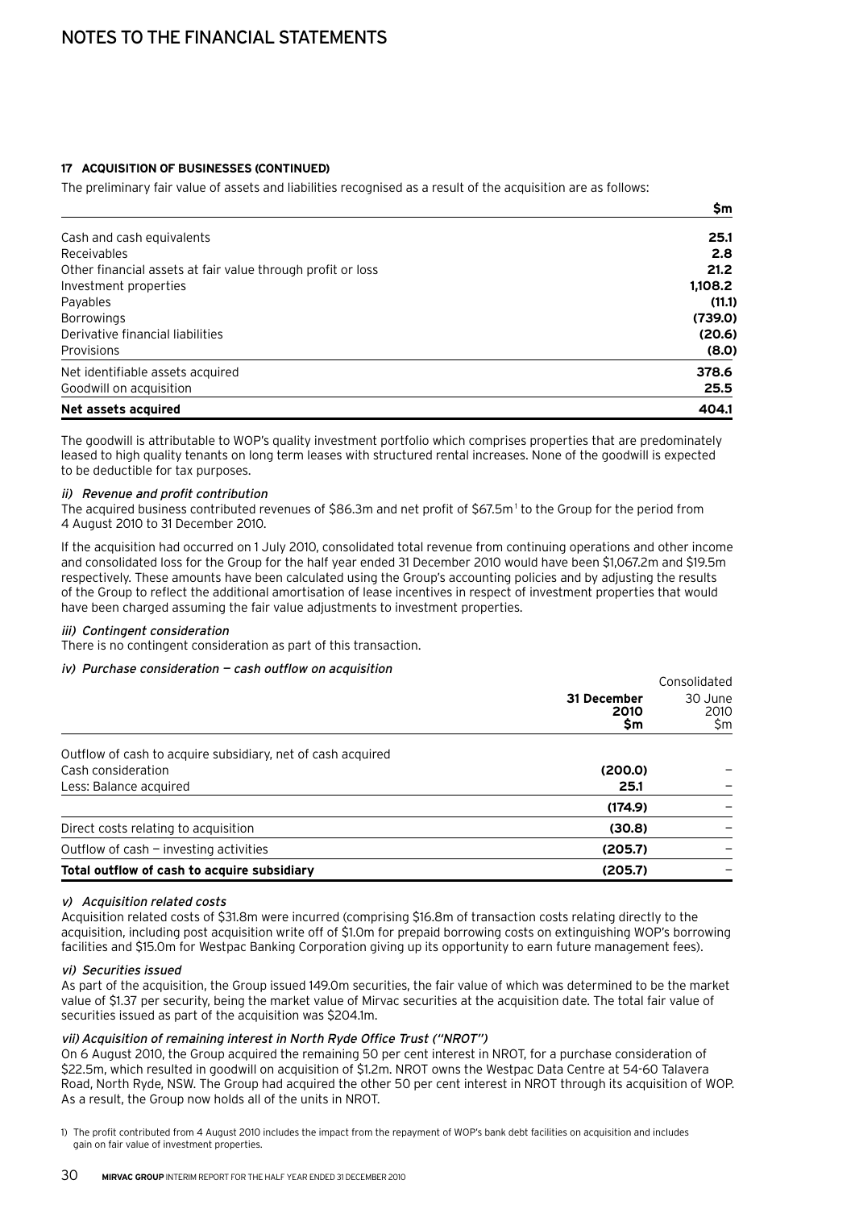## 17 ACQUISITION OF BUSINESSES (CONTINUED)

The preliminary fair value of assets and liabilities recognised as a result of the acquisition are as follows:

| | $m |
|---|---|
| Cash and cash equivalents | **25.1** |
| Receivables | **2.8** |
| Other financial assets at fair value through profit or loss | **21.2** |
| Investment properties | **1,108.2** |
| Payables | **(11.1)** |
| Borrowings | **(739.0)** |
| Derivative financial liabilities | **(20.6)** |
| Provisions | **(8.0)** |
| Net identifiable assets acquired | **378.6** |
| Goodwill on acquisition | **25.5** |
| **Net assets acquired** | **404.1** |

The goodwill is attributable to WOP's quality investment portfolio which comprises properties that are predominately leased to high quality tenants on long term leases with structured rental increases. None of the goodwill is expected to be deductible for tax purposes.

*ii) Revenue and profit contribution*

The acquired business contributed revenues of $86.3m and net profit of $67.5m[1] to the Group for the period from 4 August 2010 to 31 December 2010.

If the acquisition had occurred on 1 July 2010, consolidated total revenue from continuing operations and other income and consolidated loss for the Group for the half year ended 31 December 2010 would have been $1,067.2m and $19.5m respectively. These amounts have been calculated using the Group's accounting policies and by adjusting the results of the Group to reflect the additional amortisation of lease incentives in respect of investment properties that would have been charged assuming the fair value adjustments to investment properties.

*iii) Contingent consideration*

There is no contingent consideration as part of this transaction.

*iv) Purchase consideration — cash outflow on acquisition*

| | Consolidated | |
|---|---|---|
| | **31 December 2010 $m** | 30 June 2010 $m |
| Outflow of cash to acquire subsidiary, net of cash acquired | | |
| Cash consideration | **(200.0)** | – |
| Less: Balance acquired | **25.1** | – |
| | **(174.9)** | – |
| Direct costs relating to acquisition | **(30.8)** | – |
| Outflow of cash — investing activities | **(205.7)** | – |
| **Total outflow of cash to acquire subsidiary** | **(205.7)** | – |

*v) Acquisition related costs*

Acquisition related costs of $31.8m were incurred (comprising $16.8m of transaction costs relating directly to the acquisition, including post acquisition write off of $1.0m for prepaid borrowing costs on extinguishing WOP's borrowing facilities and $15.0m for Westpac Banking Corporation giving up its opportunity to earn future management fees).

*vi) Securities issued*

As part of the acquisition, the Group issued 149.0m securities, the fair value of which was determined to be the market value of $1.37 per security, being the market value of Mirvac securities at the acquisition date. The total fair value of securities issued as part of the acquisition was $204.1m.

*vii) Acquisition of remaining interest in North Ryde Office Trust ("NROT")*

On 6 August 2010, the Group acquired the remaining 50 per cent interest in NROT, for a purchase consideration of $22.5m, which resulted in goodwill on acquisition of $1.2m. NROT owns the Westpac Data Centre at 54-60 Talavera Road, North Ryde, NSW. The Group had acquired the other 50 per cent interest in NROT through its acquisition of WOP. As a result, the Group now holds all of the units in NROT.

1) The profit contributed from 4 August 2010 includes the impact from the repayment of WOP's bank debt facilities on acquisition and includes gain on fair value of investment properties.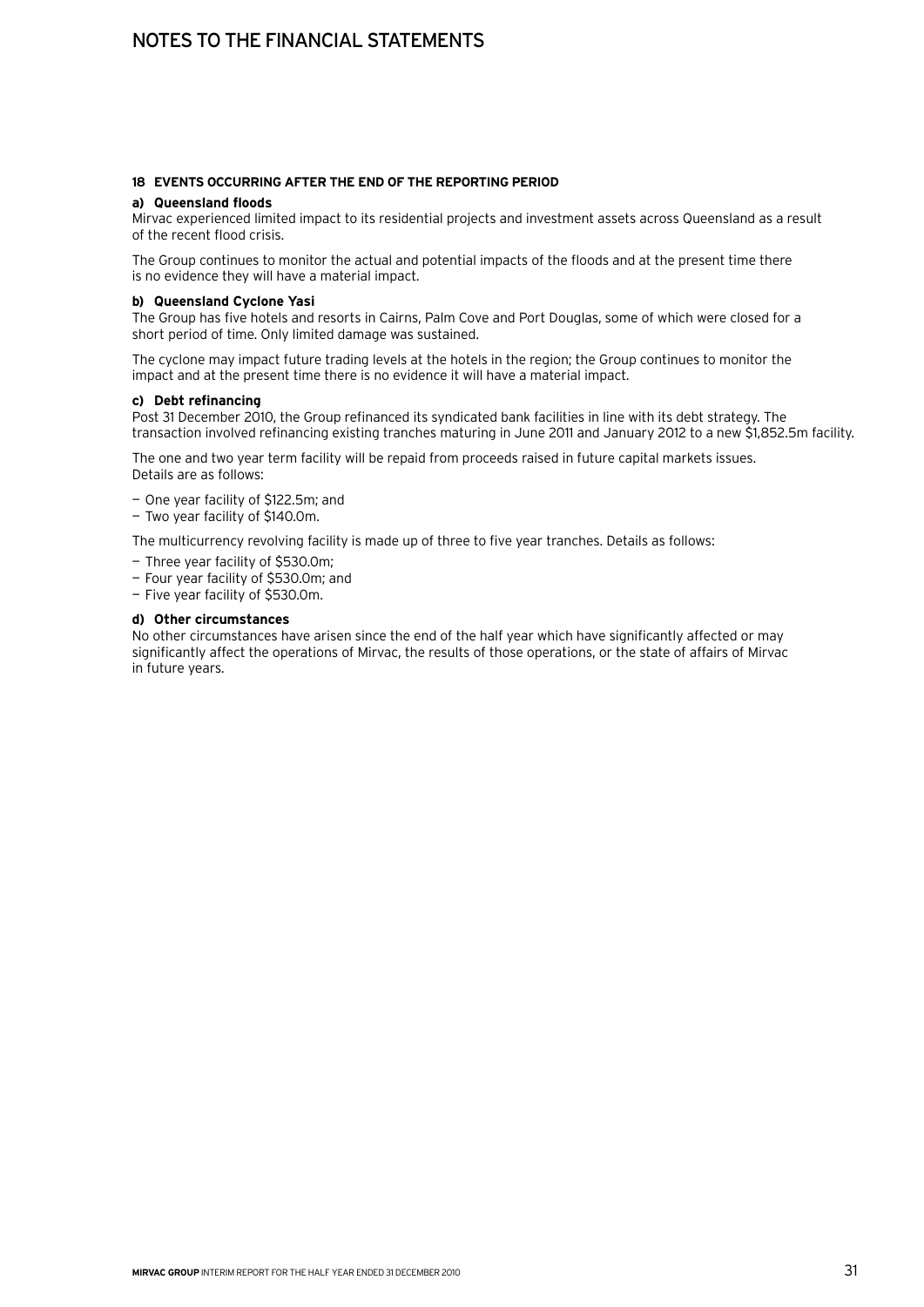# NOTES TO THE FINANCIAL STATEMENTS

#### 18 EVENTS OCCURRING AFTER THE END OF THE REPORTING PERIOD

**a) Queensland floods**

Mirvac experienced limited impact to its residential projects and investment assets across Queensland as a result of the recent flood crisis.

The Group continues to monitor the actual and potential impacts of the floods and at the present time there is no evidence they will have a material impact.

**b) Queensland Cyclone Yasi**

The Group has five hotels and resorts in Cairns, Palm Cove and Port Douglas, some of which were closed for a short period of time. Only limited damage was sustained.

The cyclone may impact future trading levels at the hotels in the region; the Group continues to monitor the impact and at the present time there is no evidence it will have a material impact.

**c) Debt refinancing**

Post 31 December 2010, the Group refinanced its syndicated bank facilities in line with its debt strategy. The transaction involved refinancing existing tranches maturing in June 2011 and January 2012 to a new $1,852.5m facility.

The one and two year term facility will be repaid from proceeds raised in future capital markets issues. Details are as follows:

- One year facility of $122.5m; and
- Two year facility of $140.0m.

The multicurrency revolving facility is made up of three to five year tranches. Details as follows:

- Three year facility of $530.0m;
- Four year facility of $530.0m; and
- Five year facility of $530.0m.

**d) Other circumstances**

No other circumstances have arisen since the end of the half year which have significantly affected or may significantly affect the operations of Mirvac, the results of those operations, or the state of affairs of Mirvac in future years.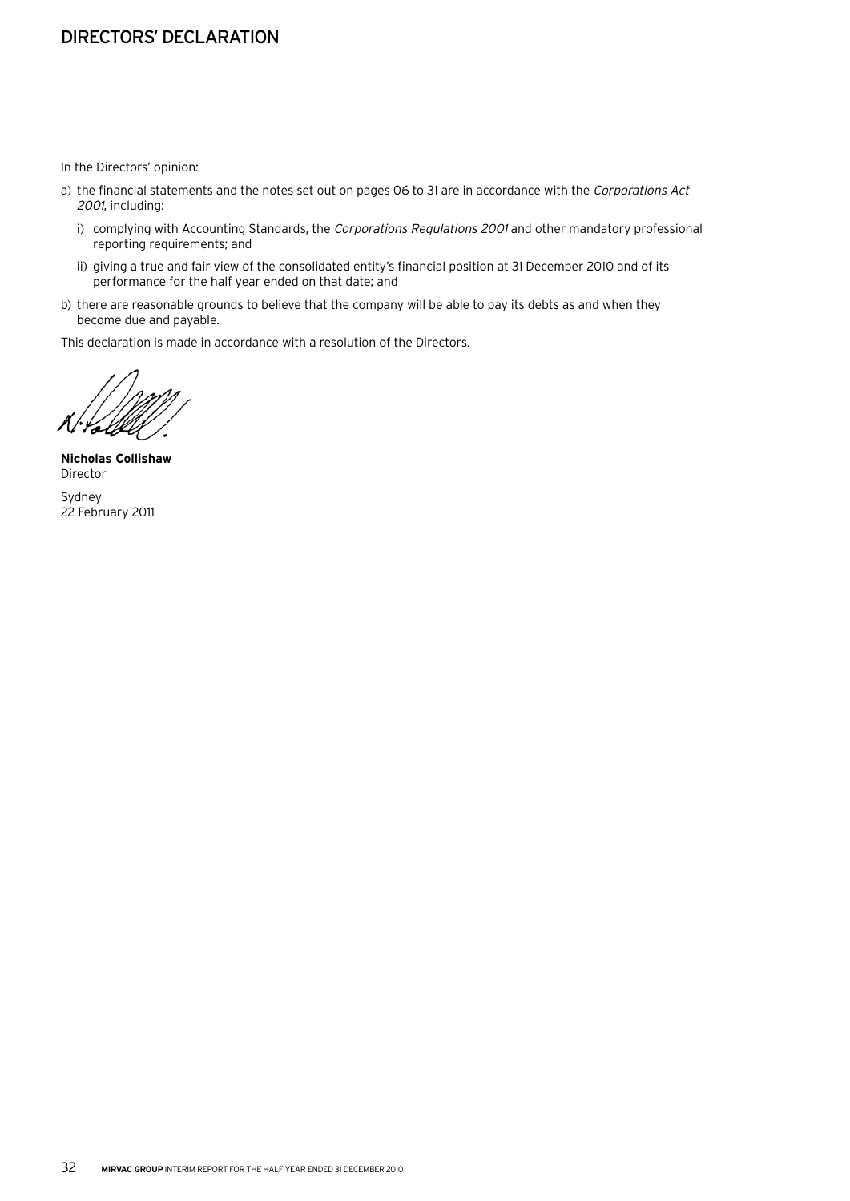# DIRECTORS' DECLARATION

In the Directors' opinion:

a) the financial statements and the notes set out on pages 06 to 31 are in accordance with the *Corporations Act 2001*, including:

   i) complying with Accounting Standards, the *Corporations Regulations 2001* and other mandatory professional reporting requirements; and

   ii) giving a true and fair view of the consolidated entity's financial position at 31 December 2010 and of its performance for the half year ended on that date; and

b) there are reasonable grounds to believe that the company will be able to pay its debts as and when they become due and payable.

This declaration is made in accordance with a resolution of the Directors.

**Nicholas Collishaw**
Director

Sydney
22 February 2011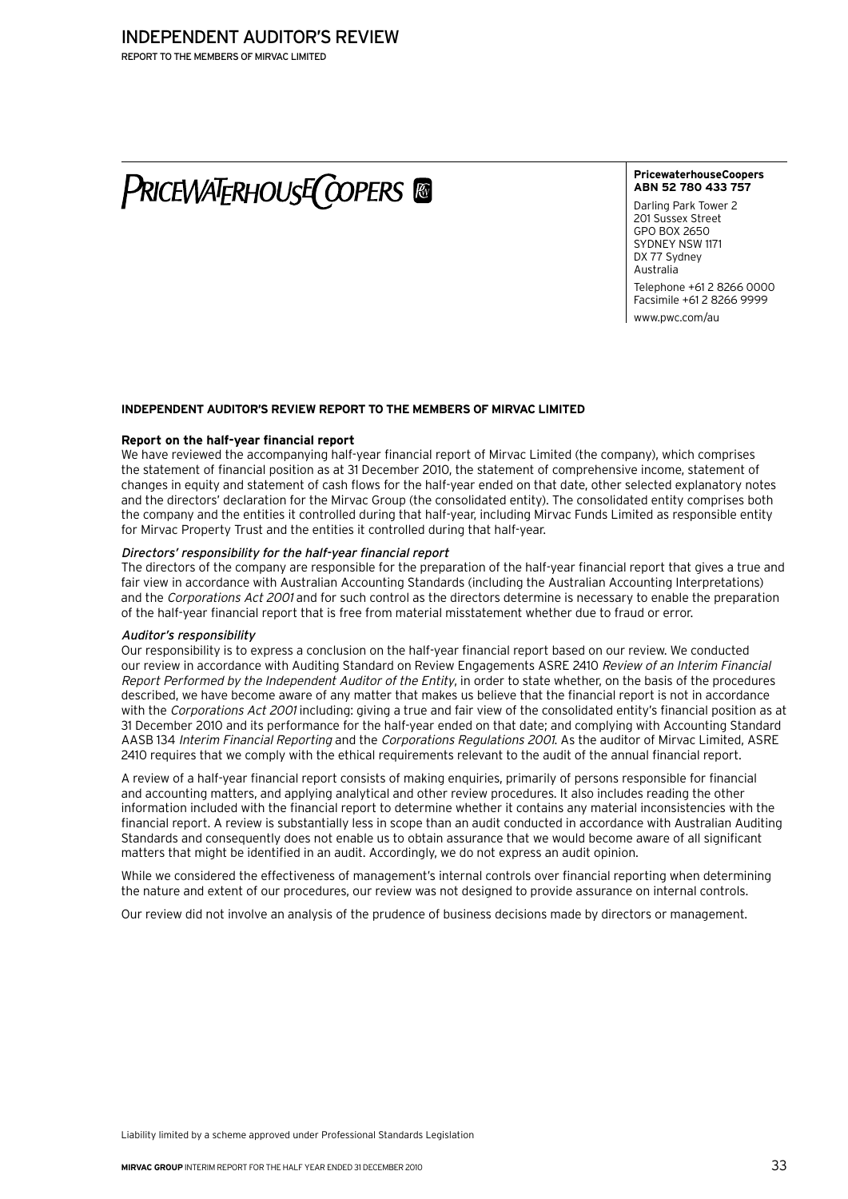# INDEPENDENT AUDITOR'S REVIEW

REPORT TO THE MEMBERS OF MIRVAC LIMITED

PRICEWATERHOUSECOOPERS

**PricewaterhouseCoopers**
**ABN 52 780 433 757**

Darling Park Tower 2
201 Sussex Street
GPO BOX 2650
SYDNEY NSW 1171
DX 77 Sydney
Australia

Telephone +61 2 8266 0000
Facsimile +61 2 8266 9999

www.pwc.com/au

**INDEPENDENT AUDITOR'S REVIEW REPORT TO THE MEMBERS OF MIRVAC LIMITED**

**Report on the half-year financial report**

We have reviewed the accompanying half-year financial report of Mirvac Limited (the company), which comprises the statement of financial position as at 31 December 2010, the statement of comprehensive income, statement of changes in equity and statement of cash flows for the half-year ended on that date, other selected explanatory notes and the directors' declaration for the Mirvac Group (the consolidated entity). The consolidated entity comprises both the company and the entities it controlled during that half-year, including Mirvac Funds Limited as responsible entity for Mirvac Property Trust and the entities it controlled during that half-year.

*Directors' responsibility for the half-year financial report*

The directors of the company are responsible for the preparation of the half-year financial report that gives a true and fair view in accordance with Australian Accounting Standards (including the Australian Accounting Interpretations) and the *Corporations Act 2001* and for such control as the directors determine is necessary to enable the preparation of the half-year financial report that is free from material misstatement whether due to fraud or error.

*Auditor's responsibility*

Our responsibility is to express a conclusion on the half-year financial report based on our review. We conducted our review in accordance with Auditing Standard on Review Engagements ASRE 2410 *Review of an Interim Financial Report Performed by the Independent Auditor of the Entity*, in order to state whether, on the basis of the procedures described, we have become aware of any matter that makes us believe that the financial report is not in accordance with the *Corporations Act 2001* including: giving a true and fair view of the consolidated entity's financial position as at 31 December 2010 and its performance for the half-year ended on that date; and complying with Accounting Standard AASB 134 *Interim Financial Reporting* and the *Corporations Regulations 2001*. As the auditor of Mirvac Limited, ASRE 2410 requires that we comply with the ethical requirements relevant to the audit of the annual financial report.

A review of a half-year financial report consists of making enquiries, primarily of persons responsible for financial and accounting matters, and applying analytical and other review procedures. It also includes reading the other information included with the financial report to determine whether it contains any material inconsistencies with the financial report. A review is substantially less in scope than an audit conducted in accordance with Australian Auditing Standards and consequently does not enable us to obtain assurance that we would become aware of all significant matters that might be identified in an audit. Accordingly, we do not express an audit opinion.

While we considered the effectiveness of management's internal controls over financial reporting when determining the nature and extent of our procedures, our review was not designed to provide assurance on internal controls.

Our review did not involve an analysis of the prudence of business decisions made by directors or management.

Liability limited by a scheme approved under Professional Standards Legislation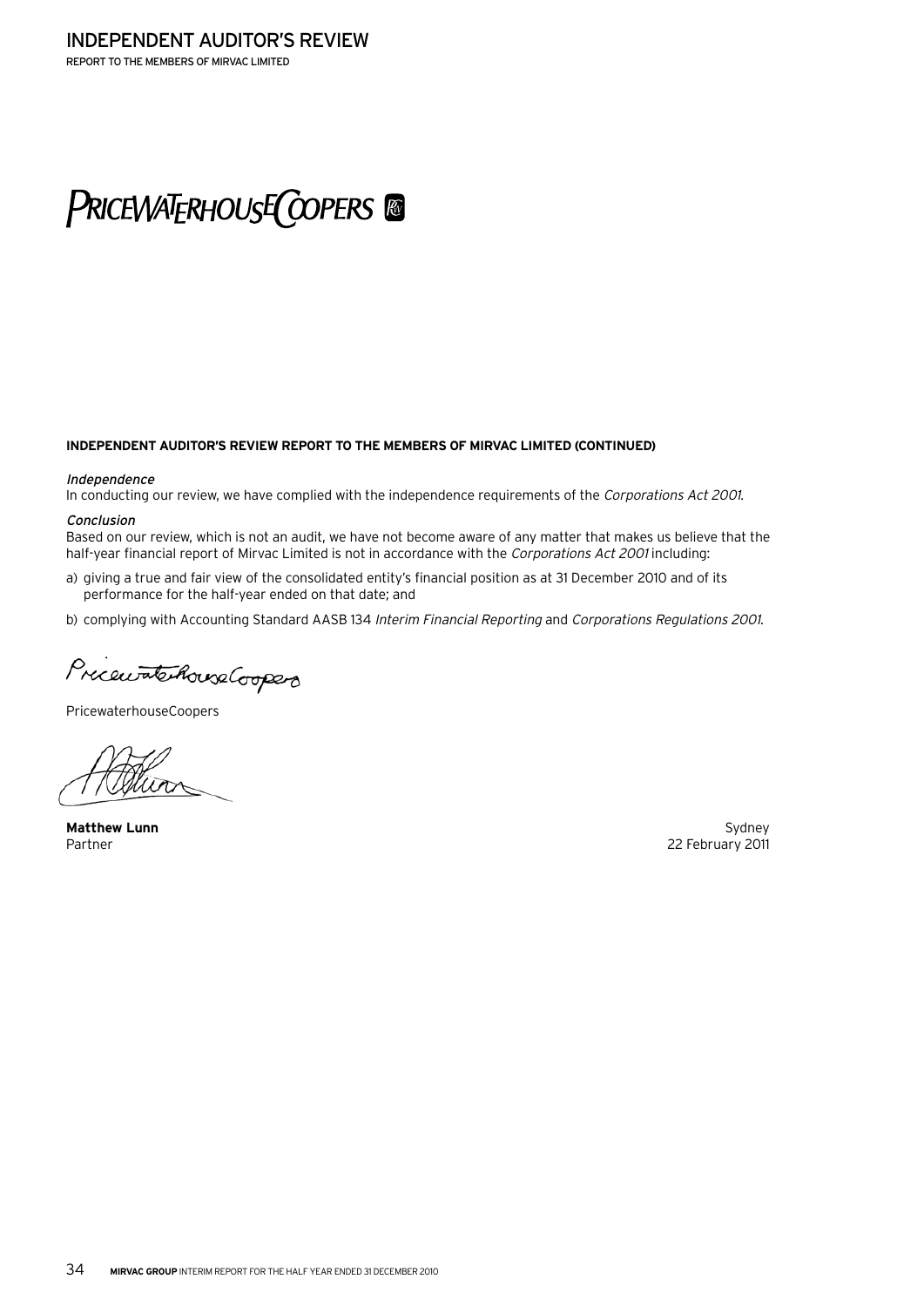# INDEPENDENT AUDITOR'S REVIEW

REPORT TO THE MEMBERS OF MIRVAC LIMITED

PRICEWATERHOUSECOOPERS

**INDEPENDENT AUDITOR'S REVIEW REPORT TO THE MEMBERS OF MIRVAC LIMITED (CONTINUED)**

*Independence*

In conducting our review, we have complied with the independence requirements of the *Corporations Act 2001*.

*Conclusion*

Based on our review, which is not an audit, we have not become aware of any matter that makes us believe that the half-year financial report of Mirvac Limited is not in accordance with the *Corporations Act 2001* including:

a) giving a true and fair view of the consolidated entity's financial position as at 31 December 2010 and of its performance for the half-year ended on that date; and

b) complying with Accounting Standard AASB 134 *Interim Financial Reporting* and *Corporations Regulations 2001*.

PricewaterhouseCoopers

PricewaterhouseCoopers

**Matthew Lunn**
Partner

Sydney
22 February 2011